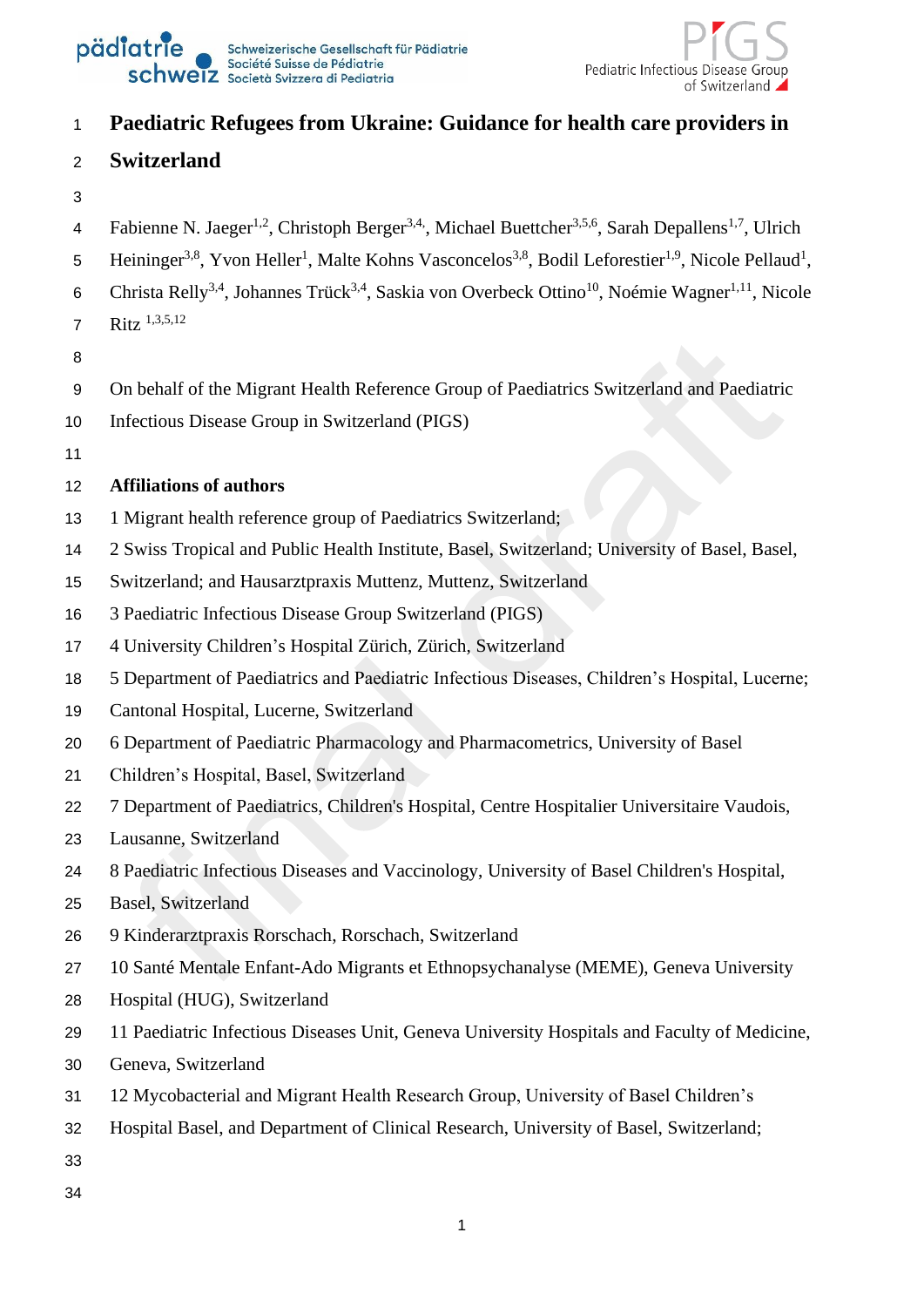# Paediatric Refugees from Ukraine: Guidance for health care providers in Switzerland

Fabienne N. Jaeger[1,2], Christoph Berger[3,4], Michael Buettcher[3,5,6], Sarah Depallens[1,7], Ulrich Heininger[3,8], Yvon Heller[1], Malte Kohns Vasconcelos[3,8], Bodil Leforestier[1,9], Nicole Pellaud[1], Christa Relly[3,4], Johannes Trück[3,4], Saskia von Overbeck Ottino[10], Noémie Wagner[1,11], Nicole Ritz [1,3,5,12]

On behalf of the Migrant Health Reference Group of Paediatrics Switzerland and Paediatric Infectious Disease Group in Switzerland (PIGS)

## Affiliations of authors

1 Migrant health reference group of Paediatrics Switzerland;

2 Swiss Tropical and Public Health Institute, Basel, Switzerland; University of Basel, Basel, Switzerland; and Hausarztpraxis Muttenz, Muttenz, Switzerland

3 Paediatric Infectious Disease Group Switzerland (PIGS)

4 University Children's Hospital Zürich, Zürich, Switzerland

5 Department of Paediatrics and Paediatric Infectious Diseases, Children's Hospital, Lucerne; Cantonal Hospital, Lucerne, Switzerland

6 Department of Paediatric Pharmacology and Pharmacometrics, University of Basel Children's Hospital, Basel, Switzerland

7 Department of Paediatrics, Children's Hospital, Centre Hospitalier Universitaire Vaudois, Lausanne, Switzerland

8 Paediatric Infectious Diseases and Vaccinology, University of Basel Children's Hospital, Basel, Switzerland

9 Kinderarztpraxis Rorschach, Rorschach, Switzerland

10 Santé Mentale Enfant-Ado Migrants et Ethnopsychanalyse (MEME), Geneva University Hospital (HUG), Switzerland

11 Paediatric Infectious Diseases Unit, Geneva University Hospitals and Faculty of Medicine, Geneva, Switzerland

12 Mycobacterial and Migrant Health Research Group, University of Basel Children's Hospital Basel, and Department of Clinical Research, University of Basel, Switzerland;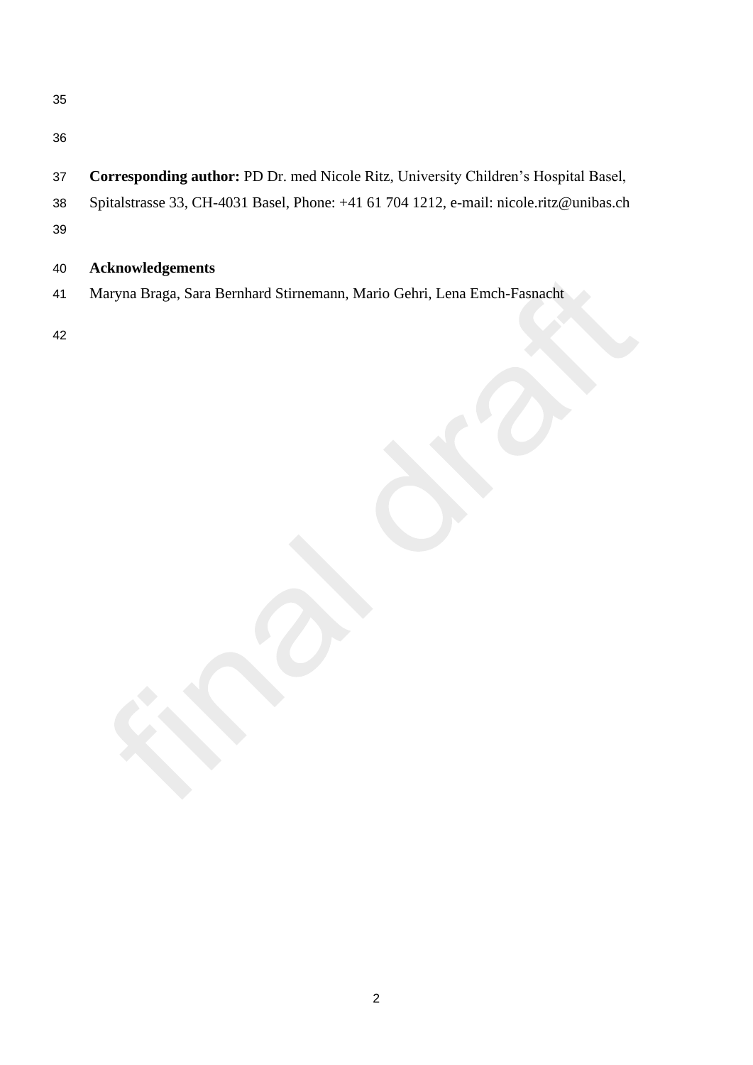**Corresponding author:** PD Dr. med Nicole Ritz, University Children's Hospital Basel, Spitalstrasse 33, CH-4031 Basel, Phone: +41 61 704 1212, e-mail: nicole.ritz@unibas.ch

## Acknowledgements

Maryna Braga, Sara Bernhard Stirnemann, Mario Gehri, Lena Emch-Fasnacht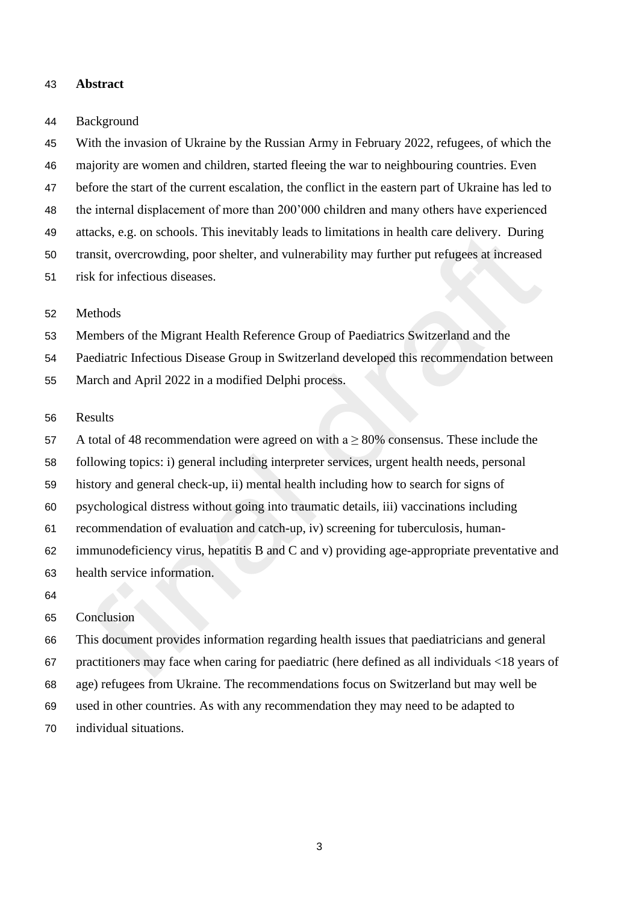## Abstract

Background

With the invasion of Ukraine by the Russian Army in February 2022, refugees, of which the majority are women and children, started fleeing the war to neighbouring countries. Even before the start of the current escalation, the conflict in the eastern part of Ukraine has led to the internal displacement of more than 200'000 children and many others have experienced attacks, e.g. on schools. This inevitably leads to limitations in health care delivery. During transit, overcrowding, poor shelter, and vulnerability may further put refugees at increased risk for infectious diseases.

Methods

Members of the Migrant Health Reference Group of Paediatrics Switzerland and the Paediatric Infectious Disease Group in Switzerland developed this recommendation between March and April 2022 in a modified Delphi process.

Results

A total of 48 recommendation were agreed on with a $\geq$ 80% consensus. These include the following topics: i) general including interpreter services, urgent health needs, personal history and general check-up, ii) mental health including how to search for signs of psychological distress without going into traumatic details, iii) vaccinations including recommendation of evaluation and catch-up, iv) screening for tuberculosis, human-immunodeficiency virus, hepatitis B and C and v) providing age-appropriate preventative and health service information.

Conclusion

This document provides information regarding health issues that paediatricians and general practitioners may face when caring for paediatric (here defined as all individuals <18 years of age) refugees from Ukraine. The recommendations focus on Switzerland but may well be used in other countries. As with any recommendation they may need to be adapted to individual situations.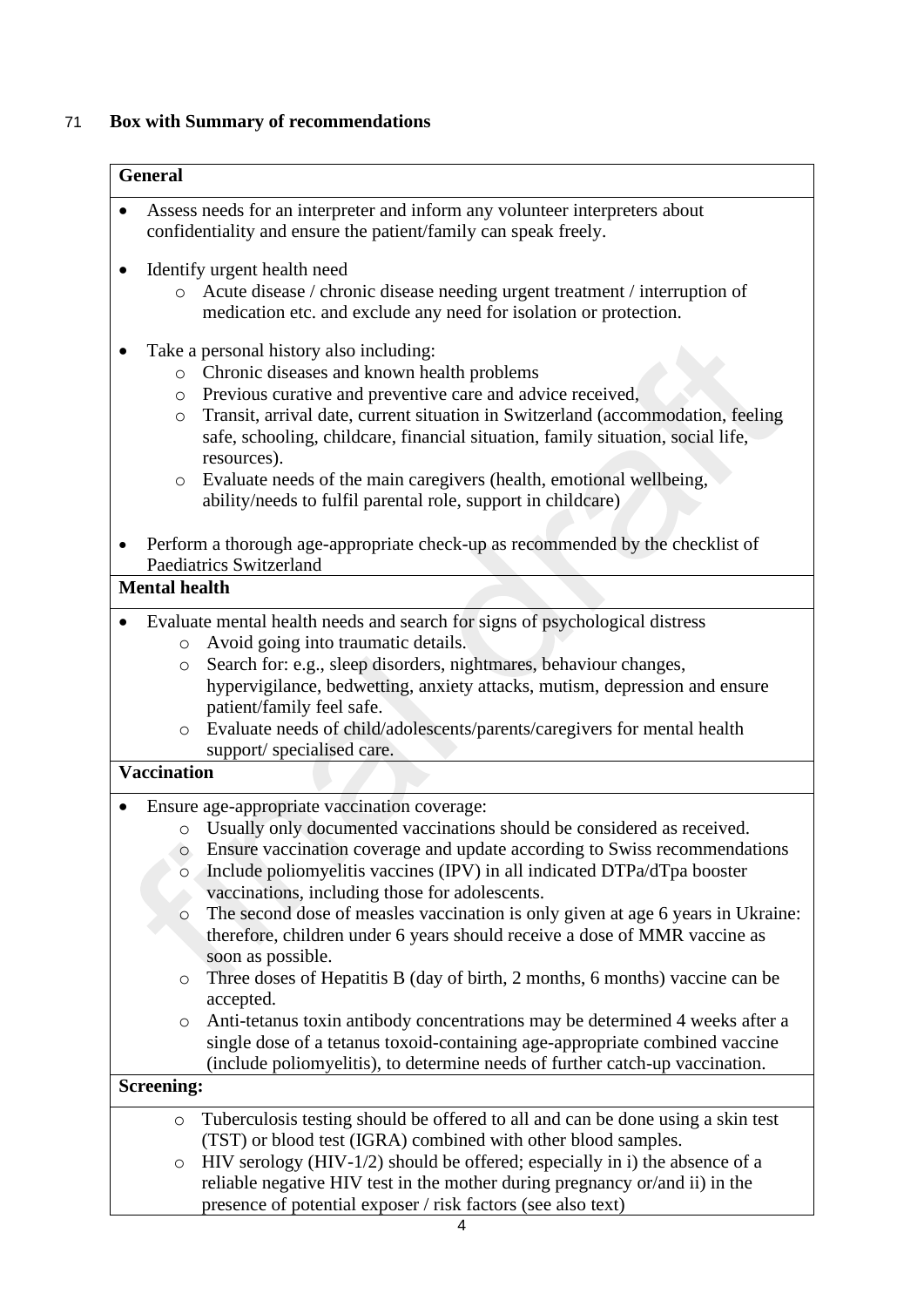71 **Box with Summary of recommendations**

**General**

- Assess needs for an interpreter and inform any volunteer interpreters about confidentiality and ensure the patient/family can speak freely.
- Identify urgent health need
  - Acute disease / chronic disease needing urgent treatment / interruption of medication etc. and exclude any need for isolation or protection.
- Take a personal history also including:
  - Chronic diseases and known health problems
  - Previous curative and preventive care and advice received,
  - Transit, arrival date, current situation in Switzerland (accommodation, feeling safe, schooling, childcare, financial situation, family situation, social life, resources).
  - Evaluate needs of the main caregivers (health, emotional wellbeing, ability/needs to fulfil parental role, support in childcare)
- Perform a thorough age-appropriate check-up as recommended by the checklist of Paediatrics Switzerland

**Mental health**

- Evaluate mental health needs and search for signs of psychological distress
  - Avoid going into traumatic details.
  - Search for: e.g., sleep disorders, nightmares, behaviour changes, hypervigilance, bedwetting, anxiety attacks, mutism, depression and ensure patient/family feel safe.
  - Evaluate needs of child/adolescents/parents/caregivers for mental health support/ specialised care.

**Vaccination**

- Ensure age-appropriate vaccination coverage:
  - Usually only documented vaccinations should be considered as received.
  - Ensure vaccination coverage and update according to Swiss recommendations
  - Include poliomyelitis vaccines (IPV) in all indicated DTPa/dTpa booster vaccinations, including those for adolescents.
  - The second dose of measles vaccination is only given at age 6 years in Ukraine: therefore, children under 6 years should receive a dose of MMR vaccine as soon as possible.
  - Three doses of Hepatitis B (day of birth, 2 months, 6 months) vaccine can be accepted.
  - Anti-tetanus toxin antibody concentrations may be determined 4 weeks after a single dose of a tetanus toxoid-containing age-appropriate combined vaccine (include poliomyelitis), to determine needs of further catch-up vaccination.

**Screening:**

- Tuberculosis testing should be offered to all and can be done using a skin test (TST) or blood test (IGRA) combined with other blood samples.
- HIV serology (HIV-1/2) should be offered; especially in i) the absence of a reliable negative HIV test in the mother during pregnancy or/and ii) in the presence of potential exposer / risk factors (see also text)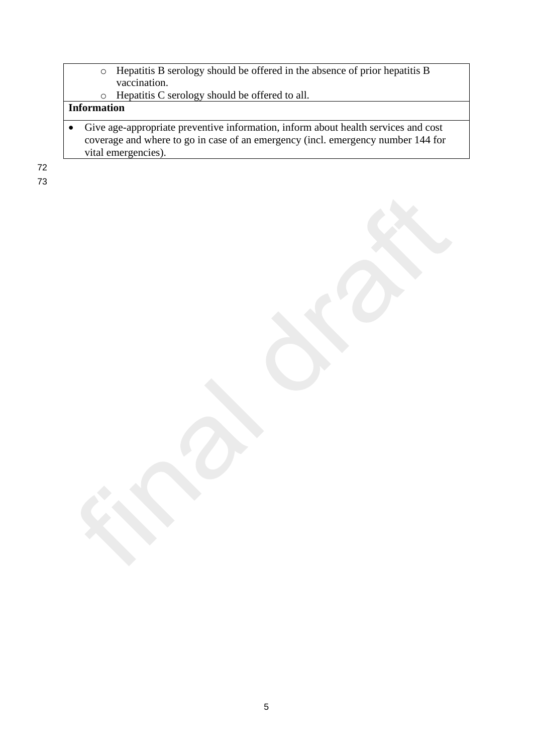- Hepatitis B serology should be offered in the absence of prior hepatitis B vaccination.
  - Hepatitis C serology should be offered to all.

**Information**

- Give age-appropriate preventive information, inform about health services and cost coverage and where to go in case of an emergency (incl. emergency number 144 for vital emergencies).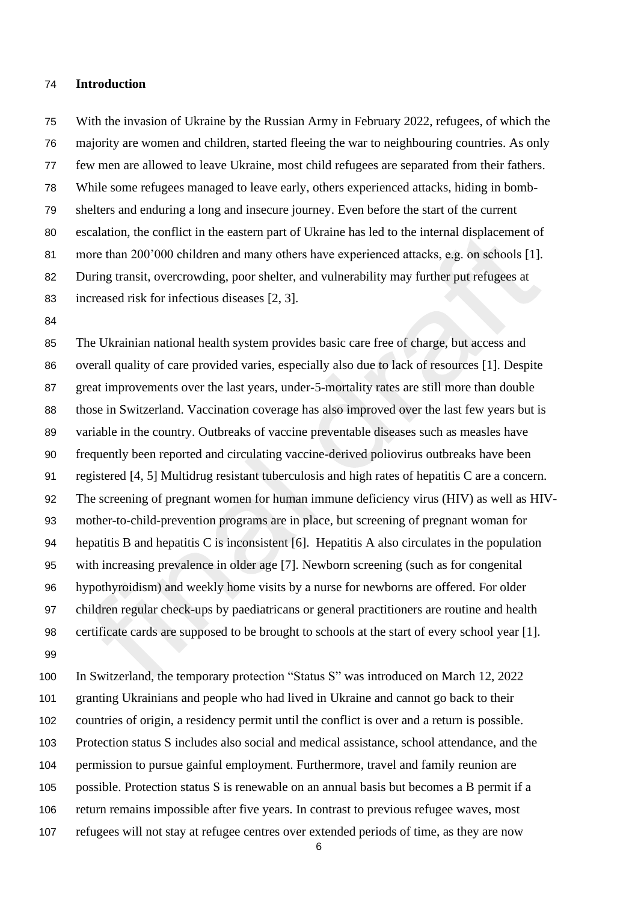## Introduction

With the invasion of Ukraine by the Russian Army in February 2022, refugees, of which the majority are women and children, started fleeing the war to neighbouring countries. As only few men are allowed to leave Ukraine, most child refugees are separated from their fathers. While some refugees managed to leave early, others experienced attacks, hiding in bomb-shelters and enduring a long and insecure journey. Even before the start of the current escalation, the conflict in the eastern part of Ukraine has led to the internal displacement of more than 200'000 children and many others have experienced attacks, e.g. on schools [1]. During transit, overcrowding, poor shelter, and vulnerability may further put refugees at increased risk for infectious diseases [2, 3].

The Ukrainian national health system provides basic care free of charge, but access and overall quality of care provided varies, especially also due to lack of resources [1]. Despite great improvements over the last years, under-5-mortality rates are still more than double those in Switzerland. Vaccination coverage has also improved over the last few years but is variable in the country. Outbreaks of vaccine preventable diseases such as measles have frequently been reported and circulating vaccine-derived poliovirus outbreaks have been registered [4, 5] Multidrug resistant tuberculosis and high rates of hepatitis C are a concern. The screening of pregnant women for human immune deficiency virus (HIV) as well as HIV-mother-to-child-prevention programs are in place, but screening of pregnant woman for hepatitis B and hepatitis C is inconsistent [6]. Hepatitis A also circulates in the population with increasing prevalence in older age [7]. Newborn screening (such as for congenital hypothyroidism) and weekly home visits by a nurse for newborns are offered. For older children regular check-ups by paediatricans or general practitioners are routine and health certificate cards are supposed to be brought to schools at the start of every school year [1].

In Switzerland, the temporary protection "Status S" was introduced on March 12, 2022 granting Ukrainians and people who had lived in Ukraine and cannot go back to their countries of origin, a residency permit until the conflict is over and a return is possible. Protection status S includes also social and medical assistance, school attendance, and the permission to pursue gainful employment. Furthermore, travel and family reunion are possible. Protection status S is renewable on an annual basis but becomes a B permit if a return remains impossible after five years. In contrast to previous refugee waves, most refugees will not stay at refugee centres over extended periods of time, as they are now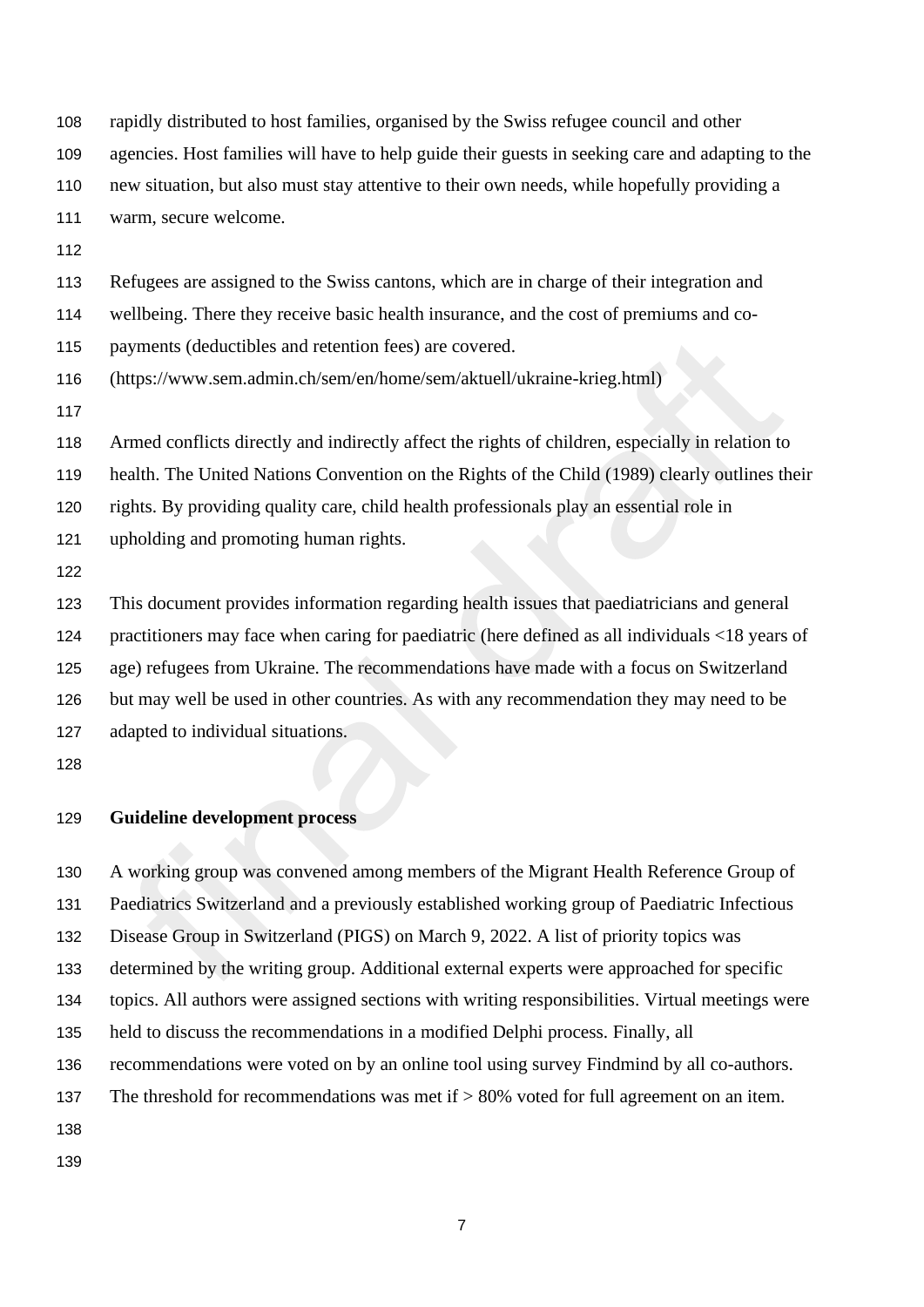rapidly distributed to host families, organised by the Swiss refugee council and other agencies. Host families will have to help guide their guests in seeking care and adapting to the new situation, but also must stay attentive to their own needs, while hopefully providing a warm, secure welcome.

Refugees are assigned to the Swiss cantons, which are in charge of their integration and wellbeing. There they receive basic health insurance, and the cost of premiums and co-payments (deductibles and retention fees) are covered. (https://www.sem.admin.ch/sem/en/home/sem/aktuell/ukraine-krieg.html)

Armed conflicts directly and indirectly affect the rights of children, especially in relation to health. The United Nations Convention on the Rights of the Child (1989) clearly outlines their rights. By providing quality care, child health professionals play an essential role in upholding and promoting human rights.

This document provides information regarding health issues that paediatricians and general practitioners may face when caring for paediatric (here defined as all individuals <18 years of age) refugees from Ukraine. The recommendations have made with a focus on Switzerland but may well be used in other countries. As with any recommendation they may need to be adapted to individual situations.

## Guideline development process

A working group was convened among members of the Migrant Health Reference Group of Paediatrics Switzerland and a previously established working group of Paediatric Infectious Disease Group in Switzerland (PIGS) on March 9, 2022. A list of priority topics was determined by the writing group. Additional external experts were approached for specific topics. All authors were assigned sections with writing responsibilities. Virtual meetings were held to discuss the recommendations in a modified Delphi process. Finally, all recommendations were voted on by an online tool using survey Findmind by all co-authors. The threshold for recommendations was met if > 80% voted for full agreement on an item.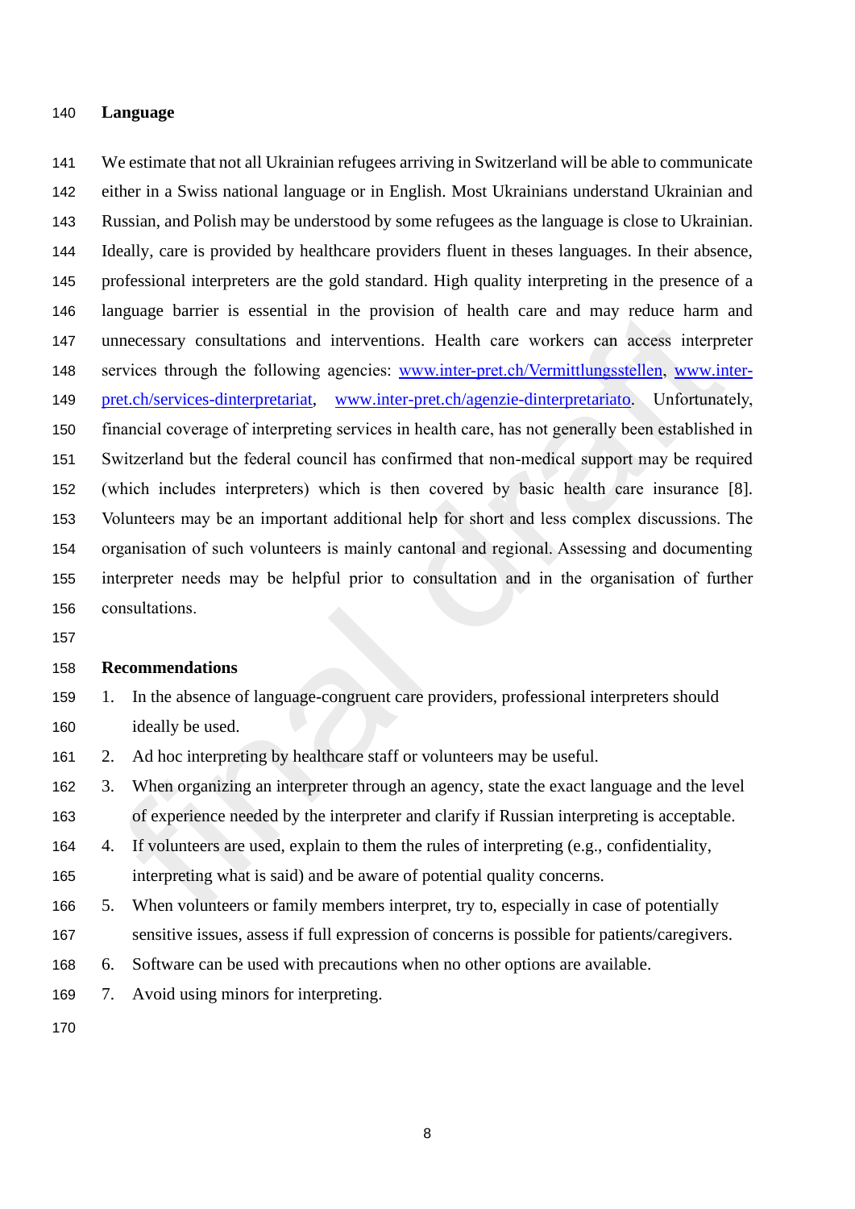## Language

We estimate that not all Ukrainian refugees arriving in Switzerland will be able to communicate either in a Swiss national language or in English. Most Ukrainians understand Ukrainian and Russian, and Polish may be understood by some refugees as the language is close to Ukrainian. Ideally, care is provided by healthcare providers fluent in theses languages. In their absence, professional interpreters are the gold standard. High quality interpreting in the presence of a language barrier is essential in the provision of health care and may reduce harm and unnecessary consultations and interventions. Health care workers can access interpreter services through the following agencies: www.inter-pret.ch/Vermittlungsstellen, www.inter-pret.ch/services-dinterpretariat, www.inter-pret.ch/agenzie-dinterpretariato. Unfortunately, financial coverage of interpreting services in health care, has not generally been established in Switzerland but the federal council has confirmed that non-medical support may be required (which includes interpreters) which is then covered by basic health care insurance [8]. Volunteers may be an important additional help for short and less complex discussions. The organisation of such volunteers is mainly cantonal and regional. Assessing and documenting interpreter needs may be helpful prior to consultation and in the organisation of further consultations.

### Recommendations

1. In the absence of language-congruent care providers, professional interpreters should ideally be used.
2. Ad hoc interpreting by healthcare staff or volunteers may be useful.
3. When organizing an interpreter through an agency, state the exact language and the level of experience needed by the interpreter and clarify if Russian interpreting is acceptable.
4. If volunteers are used, explain to them the rules of interpreting (e.g., confidentiality, interpreting what is said) and be aware of potential quality concerns.
5. When volunteers or family members interpret, try to, especially in case of potentially sensitive issues, assess if full expression of concerns is possible for patients/caregivers.
6. Software can be used with precautions when no other options are available.
7. Avoid using minors for interpreting.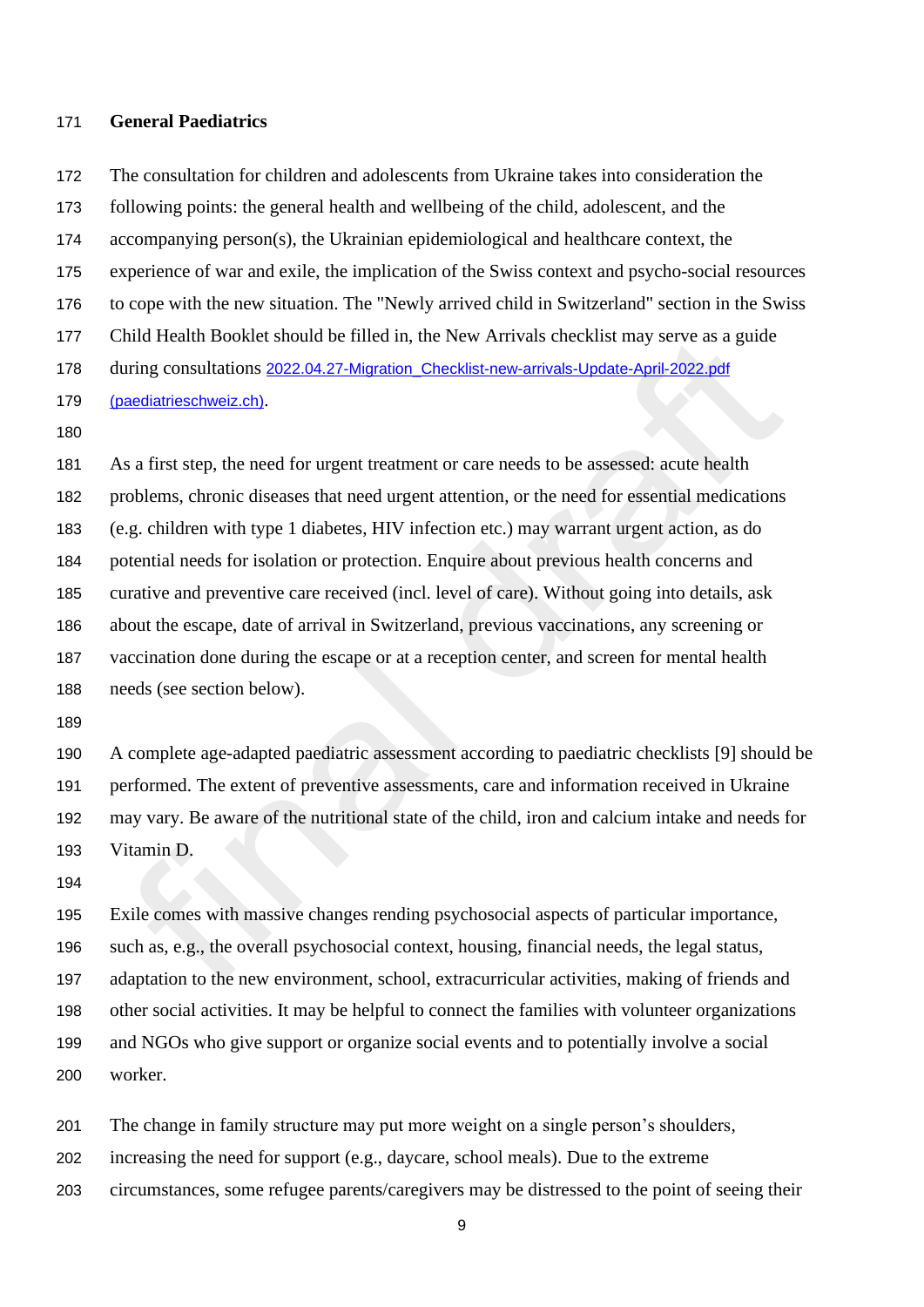## General Paediatrics

The consultation for children and adolescents from Ukraine takes into consideration the following points: the general health and wellbeing of the child, adolescent, and the accompanying person(s), the Ukrainian epidemiological and healthcare context, the experience of war and exile, the implication of the Swiss context and psycho-social resources to cope with the new situation. The "Newly arrived child in Switzerland" section in the Swiss Child Health Booklet should be filled in, the New Arrivals checklist may serve as a guide during consultations 2022.04.27-Migration_Checklist-new-arrivals-Update-April-2022.pdf (paediatrieschweiz.ch).

As a first step, the need for urgent treatment or care needs to be assessed: acute health problems, chronic diseases that need urgent attention, or the need for essential medications (e.g. children with type 1 diabetes, HIV infection etc.) may warrant urgent action, as do potential needs for isolation or protection. Enquire about previous health concerns and curative and preventive care received (incl. level of care). Without going into details, ask about the escape, date of arrival in Switzerland, previous vaccinations, any screening or vaccination done during the escape or at a reception center, and screen for mental health needs (see section below).

A complete age-adapted paediatric assessment according to paediatric checklists [9] should be performed. The extent of preventive assessments, care and information received in Ukraine may vary. Be aware of the nutritional state of the child, iron and calcium intake and needs for Vitamin D.

Exile comes with massive changes rending psychosocial aspects of particular importance, such as, e.g., the overall psychosocial context, housing, financial needs, the legal status, adaptation to the new environment, school, extracurricular activities, making of friends and other social activities. It may be helpful to connect the families with volunteer organizations and NGOs who give support or organize social events and to potentially involve a social worker.

The change in family structure may put more weight on a single person's shoulders, increasing the need for support (e.g., daycare, school meals). Due to the extreme circumstances, some refugee parents/caregivers may be distressed to the point of seeing their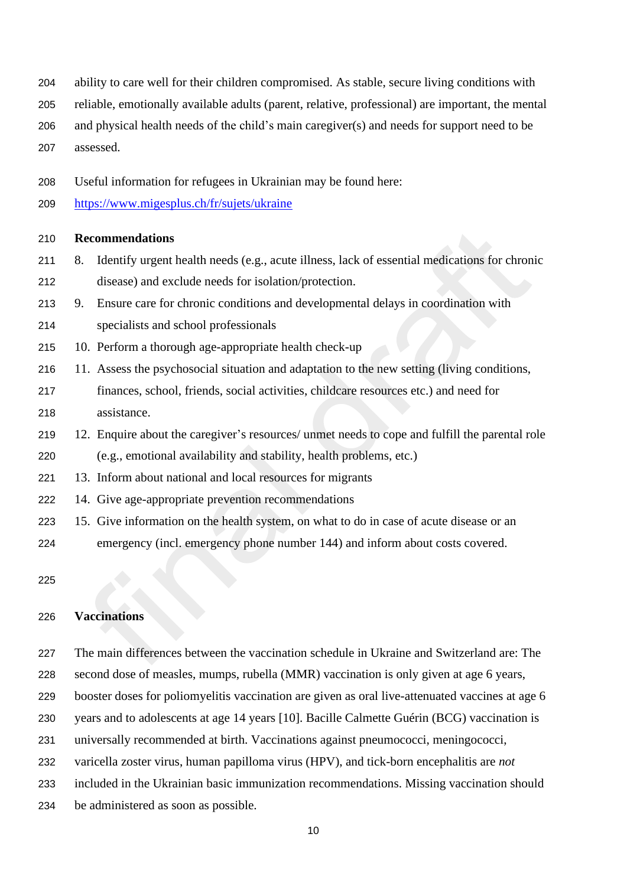ability to care well for their children compromised. As stable, secure living conditions with reliable, emotionally available adults (parent, relative, professional) are important, the mental and physical health needs of the child's main caregiver(s) and needs for support need to be assessed.

Useful information for refugees in Ukrainian may be found here: https://www.migesplus.ch/fr/sujets/ukraine

**Recommendations**

8. Identify urgent health needs (e.g., acute illness, lack of essential medications for chronic disease) and exclude needs for isolation/protection.
9. Ensure care for chronic conditions and developmental delays in coordination with specialists and school professionals
10. Perform a thorough age-appropriate health check-up
11. Assess the psychosocial situation and adaptation to the new setting (living conditions, finances, school, friends, social activities, childcare resources etc.) and need for assistance.
12. Enquire about the caregiver's resources/ unmet needs to cope and fulfill the parental role (e.g., emotional availability and stability, health problems, etc.)
13. Inform about national and local resources for migrants
14. Give age-appropriate prevention recommendations
15. Give information on the health system, on what to do in case of acute disease or an emergency (incl. emergency phone number 144) and inform about costs covered.

## Vaccinations

The main differences between the vaccination schedule in Ukraine and Switzerland are: The second dose of measles, mumps, rubella (MMR) vaccination is only given at age 6 years, booster doses for poliomyelitis vaccination are given as oral live-attenuated vaccines at age 6 years and to adolescents at age 14 years [10]. Bacille Calmette Guérin (BCG) vaccination is universally recommended at birth. Vaccinations against pneumococci, meningococci, varicella zoster virus, human papilloma virus (HPV), and tick-born encephalitis are *not* included in the Ukrainian basic immunization recommendations. Missing vaccination should be administered as soon as possible.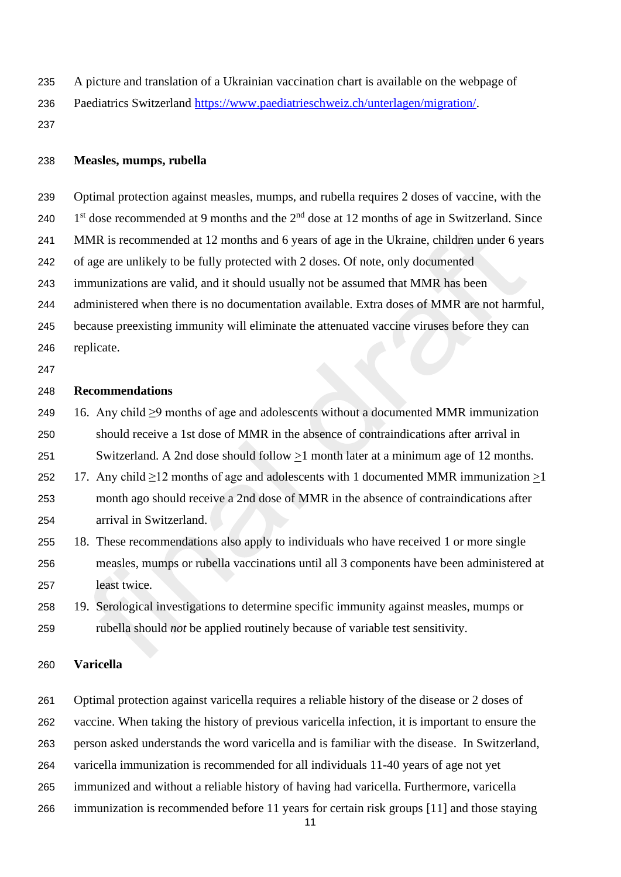A picture and translation of a Ukrainian vaccination chart is available on the webpage of Paediatrics Switzerland https://www.paediatrieschweiz.ch/unterlagen/migration/.

### Measles, mumps, rubella

Optimal protection against measles, mumps, and rubella requires 2 doses of vaccine, with the 1st dose recommended at 9 months and the 2nd dose at 12 months of age in Switzerland. Since MMR is recommended at 12 months and 6 years of age in the Ukraine, children under 6 years of age are unlikely to be fully protected with 2 doses. Of note, only documented immunizations are valid, and it should usually not be assumed that MMR has been administered when there is no documentation available. Extra doses of MMR are not harmful, because preexisting immunity will eliminate the attenuated vaccine viruses before they can replicate.

### Recommendations

16. Any child ≥9 months of age and adolescents without a documented MMR immunization should receive a 1st dose of MMR in the absence of contraindications after arrival in Switzerland. A 2nd dose should follow ≥1 month later at a minimum age of 12 months.
17. Any child ≥12 months of age and adolescents with 1 documented MMR immunization ≥1 month ago should receive a 2nd dose of MMR in the absence of contraindications after arrival in Switzerland.
18. These recommendations also apply to individuals who have received 1 or more single measles, mumps or rubella vaccinations until all 3 components have been administered at least twice.
19. Serological investigations to determine specific immunity against measles, mumps or rubella should *not* be applied routinely because of variable test sensitivity.

### Varicella

Optimal protection against varicella requires a reliable history of the disease or 2 doses of vaccine. When taking the history of previous varicella infection, it is important to ensure the person asked understands the word varicella and is familiar with the disease. In Switzerland, varicella immunization is recommended for all individuals 11-40 years of age not yet immunized and without a reliable history of having had varicella. Furthermore, varicella immunization is recommended before 11 years for certain risk groups [11] and those staying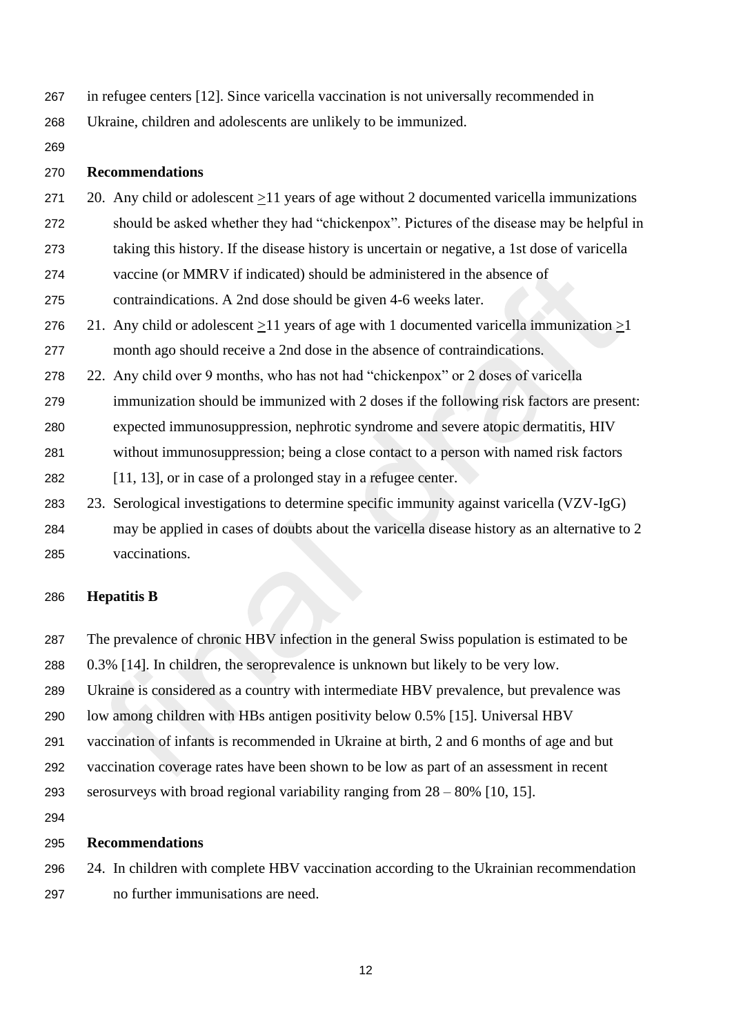in refugee centers [12]. Since varicella vaccination is not universally recommended in Ukraine, children and adolescents are unlikely to be immunized.

**Recommendations**

20. Any child or adolescent ≥11 years of age without 2 documented varicella immunizations should be asked whether they had "chickenpox". Pictures of the disease may be helpful in taking this history. If the disease history is uncertain or negative, a 1st dose of varicella vaccine (or MMRV if indicated) should be administered in the absence of contraindications. A 2nd dose should be given 4-6 weeks later.
21. Any child or adolescent ≥11 years of age with 1 documented varicella immunization ≥1 month ago should receive a 2nd dose in the absence of contraindications.
22. Any child over 9 months, who has not had "chickenpox" or 2 doses of varicella immunization should be immunized with 2 doses if the following risk factors are present: expected immunosuppression, nephrotic syndrome and severe atopic dermatitis, HIV without immunosuppression; being a close contact to a person with named risk factors [11, 13], or in case of a prolonged stay in a refugee center.
23. Serological investigations to determine specific immunity against varicella (VZV-IgG) may be applied in cases of doubts about the varicella disease history as an alternative to 2 vaccinations.

**Hepatitis B**

The prevalence of chronic HBV infection in the general Swiss population is estimated to be 0.3% [14]. In children, the seroprevalence is unknown but likely to be very low. Ukraine is considered as a country with intermediate HBV prevalence, but prevalence was low among children with HBs antigen positivity below 0.5% [15]. Universal HBV vaccination of infants is recommended in Ukraine at birth, 2 and 6 months of age and but vaccination coverage rates have been shown to be low as part of an assessment in recent serosurveys with broad regional variability ranging from 28 – 80% [10, 15].

**Recommendations**

24. In children with complete HBV vaccination according to the Ukrainian recommendation no further immunisations are need.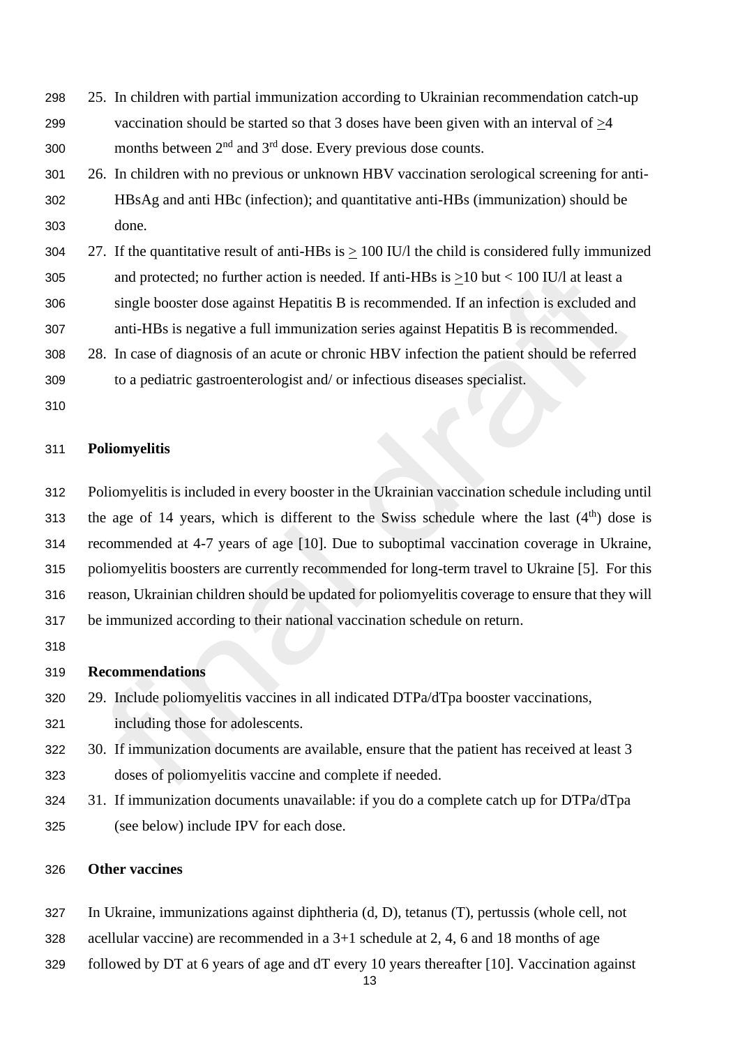25. In children with partial immunization according to Ukrainian recommendation catch-up vaccination should be started so that 3 doses have been given with an interval of $\geq$4 months between 2[nd] and 3[rd] dose. Every previous dose counts.
26. In children with no previous or unknown HBV vaccination serological screening for anti-HBsAg and anti HBc (infection); and quantitative anti-HBs (immunization) should be done.
27. If the quantitative result of anti-HBs is $\geq$ 100 IU/l the child is considered fully immunized and protected; no further action is needed. If anti-HBs is $\geq$10 but < 100 IU/l at least a single booster dose against Hepatitis B is recommended. If an infection is excluded and anti-HBs is negative a full immunization series against Hepatitis B is recommended.
28. In case of diagnosis of an acute or chronic HBV infection the patient should be referred to a pediatric gastroenterologist and/ or infectious diseases specialist.

**Poliomyelitis**

Poliomyelitis is included in every booster in the Ukrainian vaccination schedule including until the age of 14 years, which is different to the Swiss schedule where the last (4[th]) dose is recommended at 4-7 years of age [10]. Due to suboptimal vaccination coverage in Ukraine, poliomyelitis boosters are currently recommended for long-term travel to Ukraine [5]. For this reason, Ukrainian children should be updated for poliomyelitis coverage to ensure that they will be immunized according to their national vaccination schedule on return.

**Recommendations**

29. Include poliomyelitis vaccines in all indicated DTPa/dTpa booster vaccinations, including those for adolescents.
30. If immunization documents are available, ensure that the patient has received at least 3 doses of poliomyelitis vaccine and complete if needed.
31. If immunization documents unavailable: if you do a complete catch up for DTPa/dTpa (see below) include IPV for each dose.

**Other vaccines**

In Ukraine, immunizations against diphtheria (d, D), tetanus (T), pertussis (whole cell, not acellular vaccine) are recommended in a 3+1 schedule at 2, 4, 6 and 18 months of age followed by DT at 6 years of age and dT every 10 years thereafter [10]. Vaccination against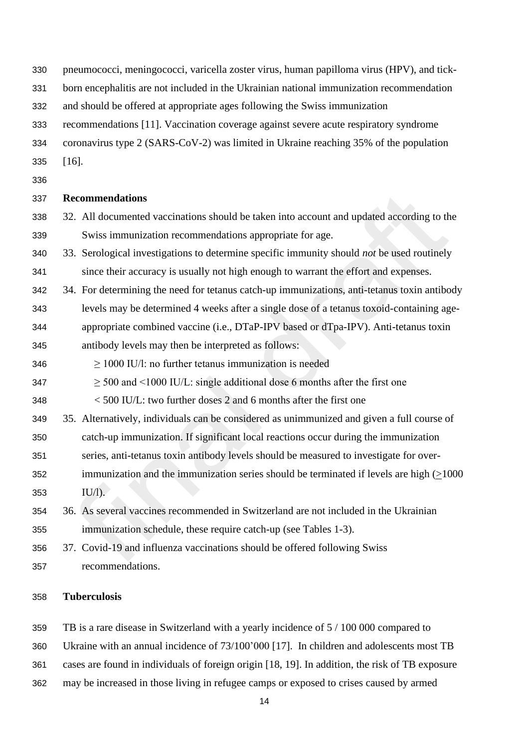pneumococci, meningococci, varicella zoster virus, human papilloma virus (HPV), and tick-born encephalitis are not included in the Ukrainian national immunization recommendation and should be offered at appropriate ages following the Swiss immunization recommendations [11]. Vaccination coverage against severe acute respiratory syndrome coronavirus type 2 (SARS-CoV-2) was limited in Ukraine reaching 35% of the population [16].

**Recommendations**

32. All documented vaccinations should be taken into account and updated according to the Swiss immunization recommendations appropriate for age.
33. Serological investigations to determine specific immunity should *not* be used routinely since their accuracy is usually not high enough to warrant the effort and expenses.
34. For determining the need for tetanus catch-up immunizations, anti-tetanus toxin antibody levels may be determined 4 weeks after a single dose of a tetanus toxoid-containing age-appropriate combined vaccine (i.e., DTaP-IPV based or dTpa-IPV). Anti-tetanus toxin antibody levels may then be interpreted as follows:
    - ≥ 1000 IU/l: no further tetanus immunization is needed
    - ≥ 500 and <1000 IU/L: single additional dose 6 months after the first one
    - < 500 IU/L: two further doses 2 and 6 months after the first one
35. Alternatively, individuals can be considered as unimmunized and given a full course of catch-up immunization. If significant local reactions occur during the immunization series, anti-tetanus toxin antibody levels should be measured to investigate for over-immunization and the immunization series should be terminated if levels are high (≥1000 IU/l).
36. As several vaccines recommended in Switzerland are not included in the Ukrainian immunization schedule, these require catch-up (see Tables 1-3).
37. Covid-19 and influenza vaccinations should be offered following Swiss recommendations.

**Tuberculosis**

TB is a rare disease in Switzerland with a yearly incidence of 5 / 100 000 compared to Ukraine with an annual incidence of 73/100'000 [17]. In children and adolescents most TB cases are found in individuals of foreign origin [18, 19]. In addition, the risk of TB exposure may be increased in those living in refugee camps or exposed to crises caused by armed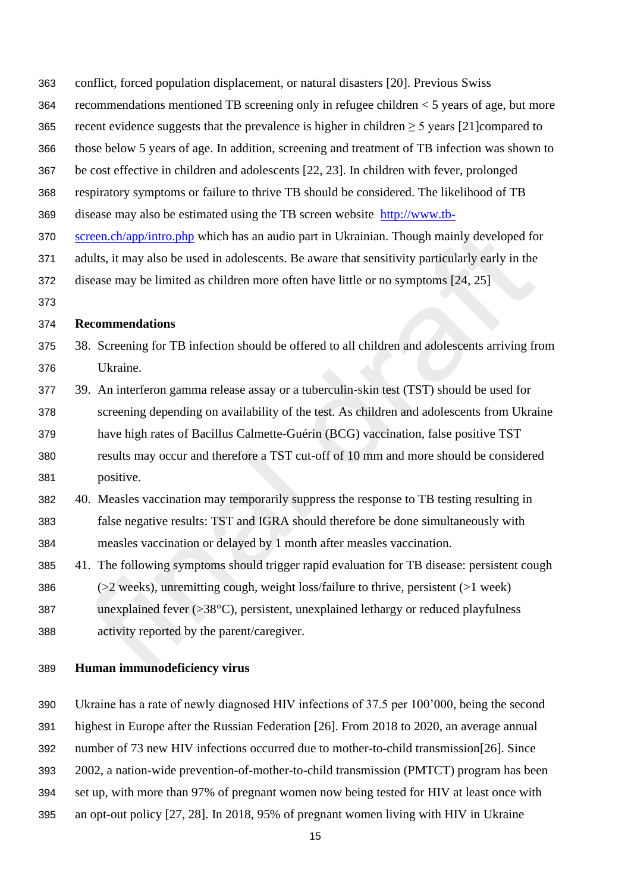conflict, forced population displacement, or natural disasters [20]. Previous Swiss recommendations mentioned TB screening only in refugee children < 5 years of age, but more recent evidence suggests that the prevalence is higher in children ≥ 5 years [21]compared to those below 5 years of age. In addition, screening and treatment of TB infection was shown to be cost effective in children and adolescents [22, 23]. In children with fever, prolonged respiratory symptoms or failure to thrive TB should be considered. The likelihood of TB disease may also be estimated using the TB screen website [http://www.tb-screen.ch/app/intro.php](http://www.tb-screen.ch/app/intro.php) which has an audio part in Ukrainian. Though mainly developed for adults, it may also be used in adolescents. Be aware that sensitivity particularly early in the disease may be limited as children more often have little or no symptoms [24, 25]

**Recommendations**

38. Screening for TB infection should be offered to all children and adolescents arriving from Ukraine.
39. An interferon gamma release assay or a tuberculin-skin test (TST) should be used for screening depending on availability of the test. As children and adolescents from Ukraine have high rates of Bacillus Calmette-Guérin (BCG) vaccination, false positive TST results may occur and therefore a TST cut-off of 10 mm and more should be considered positive.
40. Measles vaccination may temporarily suppress the response to TB testing resulting in false negative results: TST and IGRA should therefore be done simultaneously with measles vaccination or delayed by 1 month after measles vaccination.
41. The following symptoms should trigger rapid evaluation for TB disease: persistent cough (>2 weeks), unremitting cough, weight loss/failure to thrive, persistent (>1 week) unexplained fever (>38°C), persistent, unexplained lethargy or reduced playfulness activity reported by the parent/caregiver.

**Human immunodeficiency virus**

Ukraine has a rate of newly diagnosed HIV infections of 37.5 per 100’000, being the second highest in Europe after the Russian Federation [26]. From 2018 to 2020, an average annual number of 73 new HIV infections occurred due to mother-to-child transmission[26]. Since 2002, a nation-wide prevention-of-mother-to-child transmission (PMTCT) program has been set up, with more than 97% of pregnant women now being tested for HIV at least once with an opt-out policy [27, 28]. In 2018, 95% of pregnant women living with HIV in Ukraine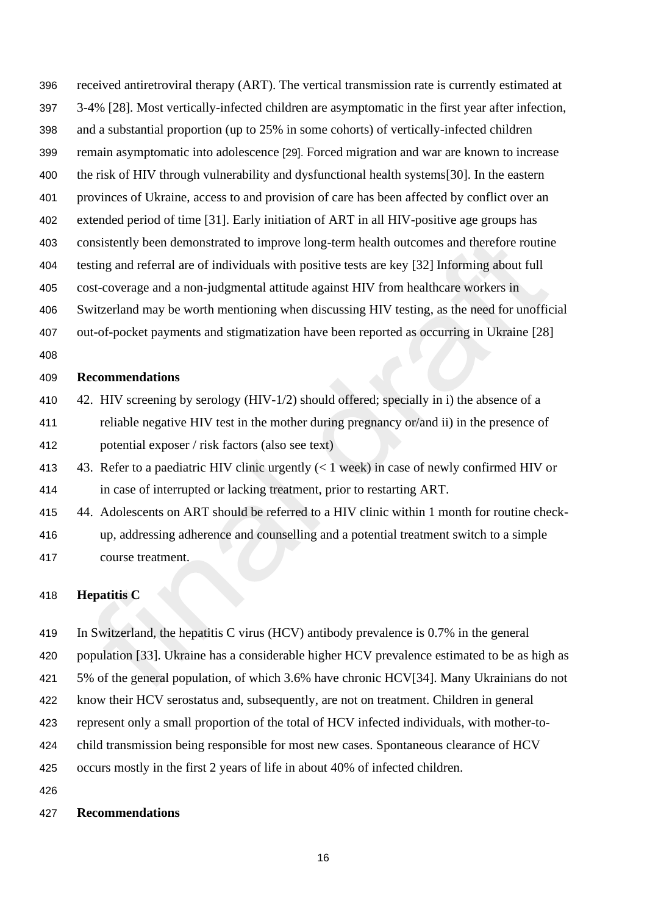received antiretroviral therapy (ART). The vertical transmission rate is currently estimated at 3-4% [28]. Most vertically-infected children are asymptomatic in the first year after infection, and a substantial proportion (up to 25% in some cohorts) of vertically-infected children remain asymptomatic into adolescence [29]. Forced migration and war are known to increase the risk of HIV through vulnerability and dysfunctional health systems[30]. In the eastern provinces of Ukraine, access to and provision of care has been affected by conflict over an extended period of time [31]. Early initiation of ART in all HIV-positive age groups has consistently been demonstrated to improve long-term health outcomes and therefore routine testing and referral are of individuals with positive tests are key [32] Informing about full cost-coverage and a non-judgmental attitude against HIV from healthcare workers in Switzerland may be worth mentioning when discussing HIV testing, as the need for unofficial out-of-pocket payments and stigmatization have been reported as occurring in Ukraine [28]

**Recommendations**

42. HIV screening by serology (HIV-1/2) should offered; specially in i) the absence of a reliable negative HIV test in the mother during pregnancy or/and ii) in the presence of potential exposer / risk factors (also see text)
43. Refer to a paediatric HIV clinic urgently (< 1 week) in case of newly confirmed HIV or in case of interrupted or lacking treatment, prior to restarting ART.
44. Adolescents on ART should be referred to a HIV clinic within 1 month for routine check-up, addressing adherence and counselling and a potential treatment switch to a simple course treatment.

**Hepatitis C**

In Switzerland, the hepatitis C virus (HCV) antibody prevalence is 0.7% in the general population [33]. Ukraine has a considerable higher HCV prevalence estimated to be as high as 5% of the general population, of which 3.6% have chronic HCV[34]. Many Ukrainians do not know their HCV serostatus and, subsequently, are not on treatment. Children in general represent only a small proportion of the total of HCV infected individuals, with mother-to-child transmission being responsible for most new cases. Spontaneous clearance of HCV occurs mostly in the first 2 years of life in about 40% of infected children.

**Recommendations**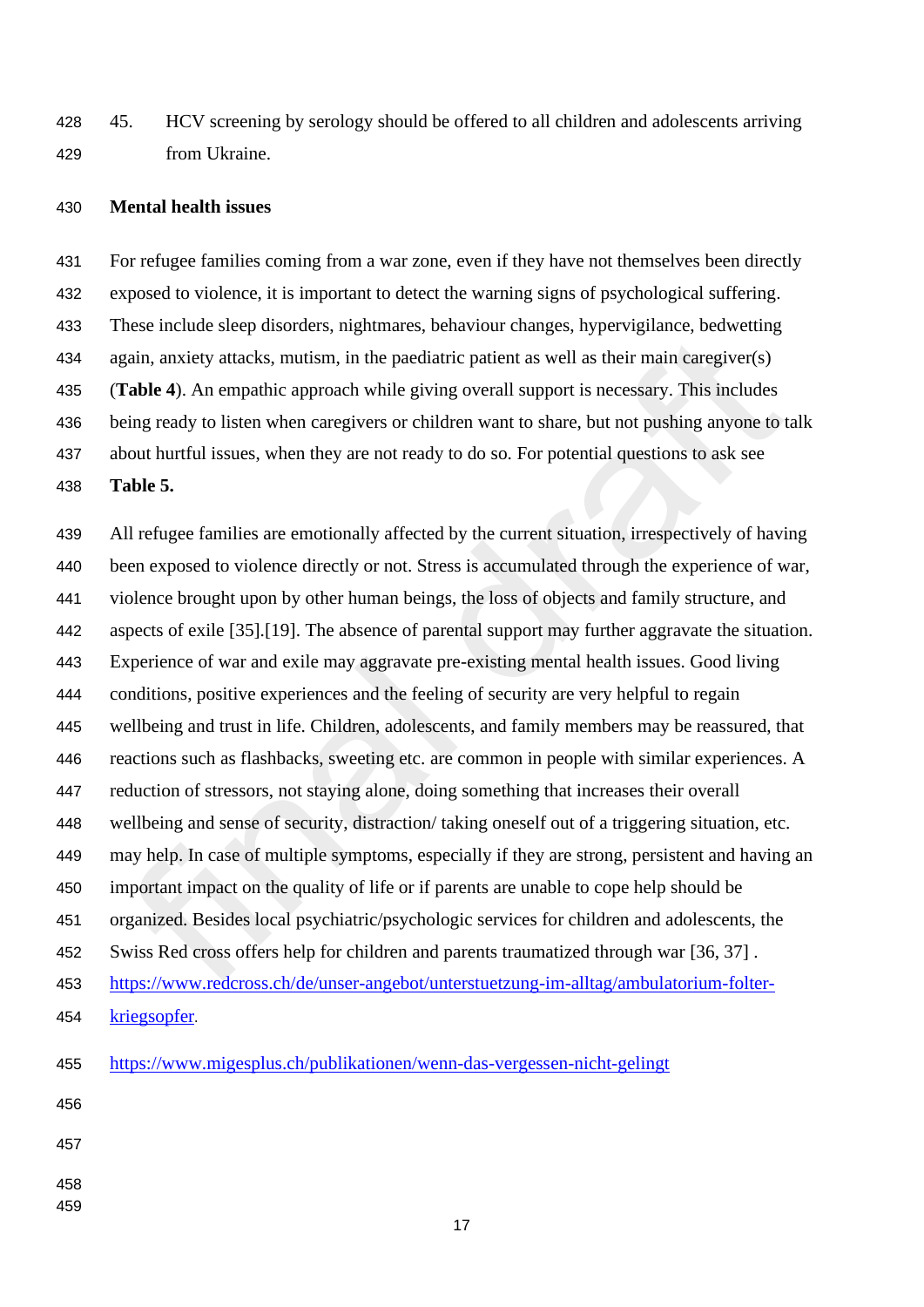45. HCV screening by serology should be offered to all children and adolescents arriving from Ukraine.

**Mental health issues**

For refugee families coming from a war zone, even if they have not themselves been directly exposed to violence, it is important to detect the warning signs of psychological suffering. These include sleep disorders, nightmares, behaviour changes, hypervigilance, bedwetting again, anxiety attacks, mutism, in the paediatric patient as well as their main caregiver(s) (**Table 4**). An empathic approach while giving overall support is necessary. This includes being ready to listen when caregivers or children want to share, but not pushing anyone to talk about hurtful issues, when they are not ready to do so. For potential questions to ask see **Table 5.**

All refugee families are emotionally affected by the current situation, irrespectively of having been exposed to violence directly or not. Stress is accumulated through the experience of war, violence brought upon by other human beings, the loss of objects and family structure, and aspects of exile [35].[19]. The absence of parental support may further aggravate the situation. Experience of war and exile may aggravate pre-existing mental health issues. Good living conditions, positive experiences and the feeling of security are very helpful to regain wellbeing and trust in life. Children, adolescents, and family members may be reassured, that reactions such as flashbacks, sweeting etc. are common in people with similar experiences. A reduction of stressors, not staying alone, doing something that increases their overall wellbeing and sense of security, distraction/ taking oneself out of a triggering situation, etc. may help. In case of multiple symptoms, especially if they are strong, persistent and having an important impact on the quality of life or if parents are unable to cope help should be organized. Besides local psychiatric/psychologic services for children and adolescents, the Swiss Red cross offers help for children and parents traumatized through war [36, 37] .
https://www.redcross.ch/de/unser-angebot/unterstuetzung-im-alltag/ambulatorium-folter-kriegsopfer.

https://www.migesplus.ch/publikationen/wenn-das-vergessen-nicht-gelingt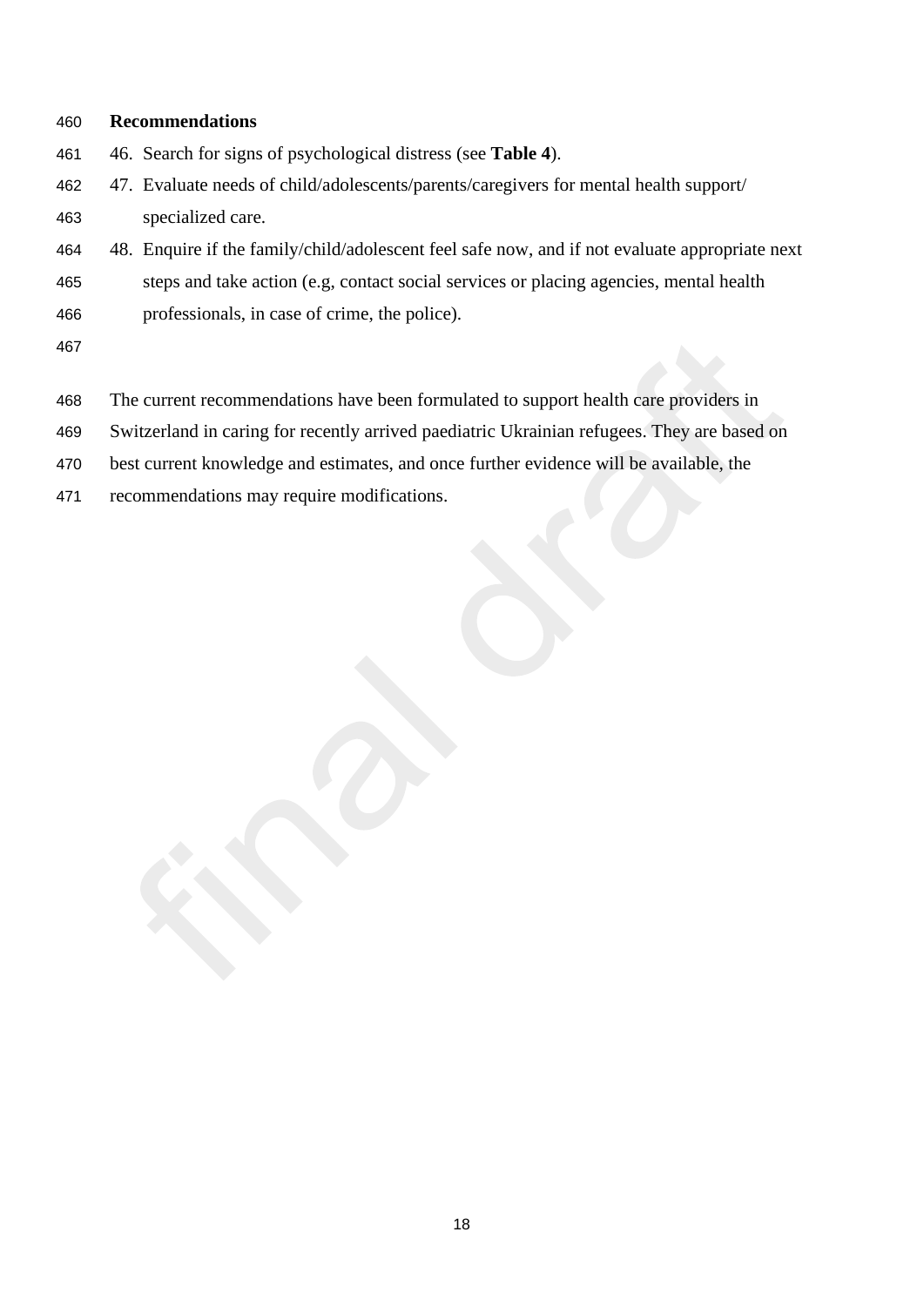**Recommendations**

46. Search for signs of psychological distress (see **Table 4**).
47. Evaluate needs of child/adolescents/parents/caregivers for mental health support/ specialized care.
48. Enquire if the family/child/adolescent feel safe now, and if not evaluate appropriate next steps and take action (e.g, contact social services or placing agencies, mental health professionals, in case of crime, the police).

The current recommendations have been formulated to support health care providers in Switzerland in caring for recently arrived paediatric Ukrainian refugees. They are based on best current knowledge and estimates, and once further evidence will be available, the recommendations may require modifications.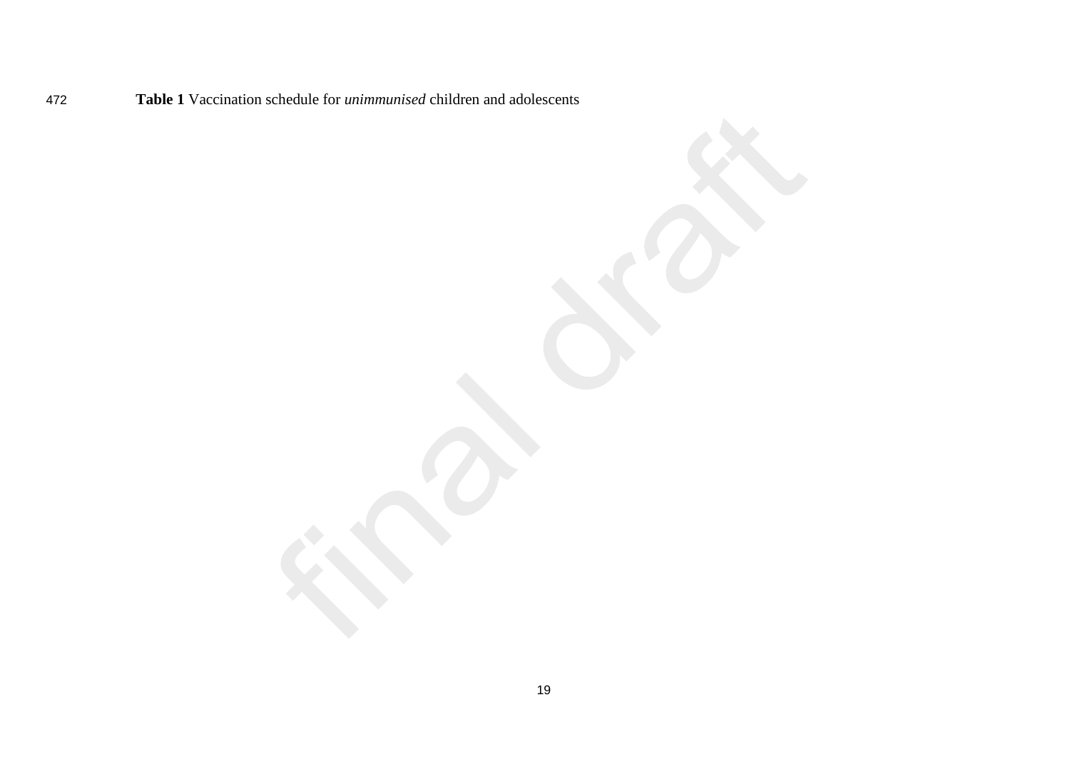**Table 1** Vaccination schedule for *unimmunised* children and adolescents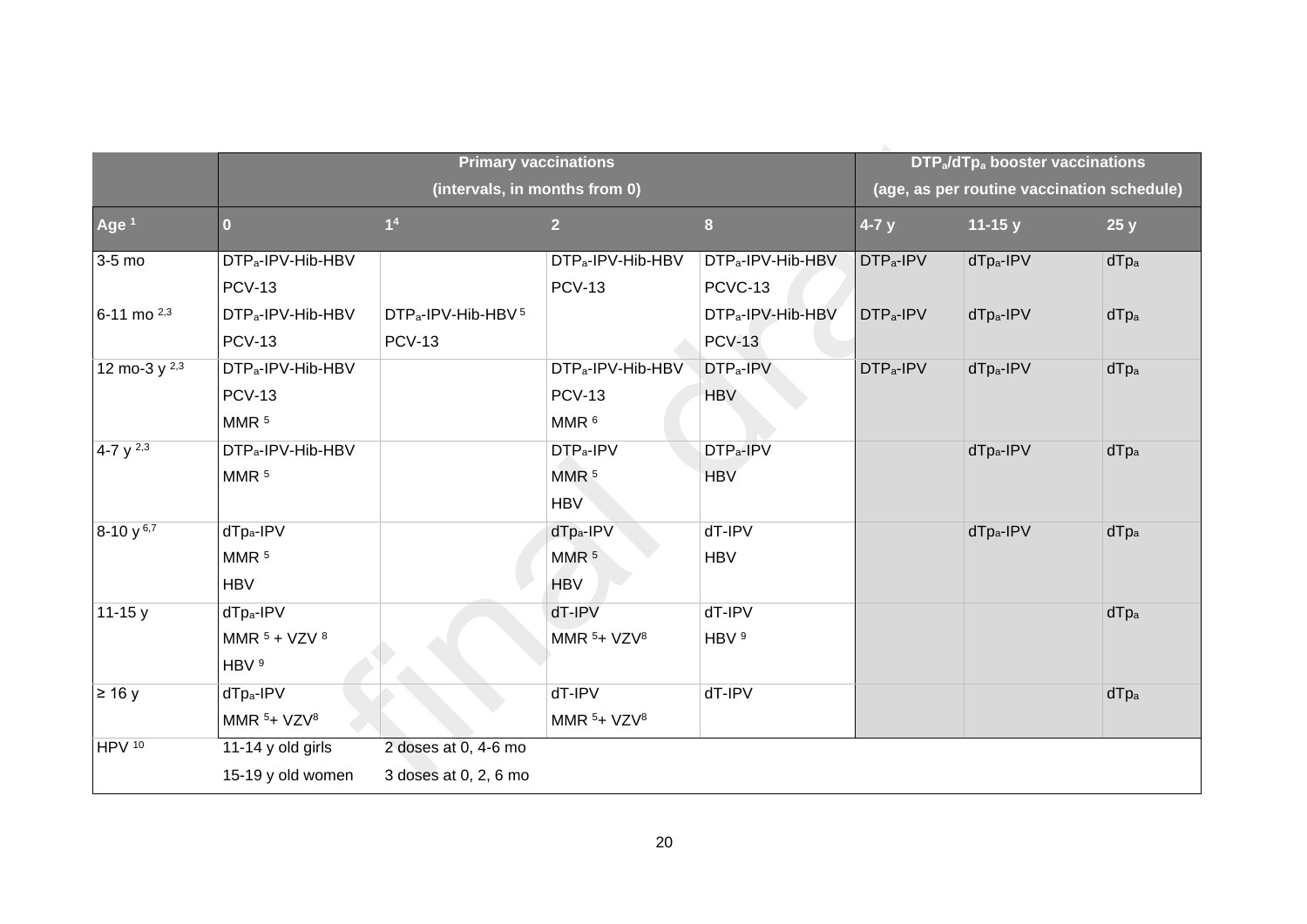|  | Primary vaccinations (intervals, in months from 0) | | | | $DTP_a/dTp_a$ booster vaccinations (age, as per routine vaccination schedule) | | |
|---|---|---|---|---|---|---|---|
| Age [1] | 0 | 1[4] | 2 | 8 | 4-7 y | 11-15 y | 25 y |
| 3-5 mo | $DTP_a$-IPV-Hib-HBV<br>PCV-13 |  | $DTP_a$-IPV-Hib-HBV<br>PCV-13 | $DTP_a$-IPV-Hib-HBV<br>PCVC-13 | $DTP_a$-IPV | $dTp_a$-IPV | $dTp_a$ |
| 6-11 mo [2,3] | $DTP_a$-IPV-Hib-HBV<br>PCV-13 | $DTP_a$-IPV-Hib-HBV [5]<br>PCV-13 |  | $DTP_a$-IPV-Hib-HBV<br>PCV-13 | $DTP_a$-IPV | $dTp_a$-IPV | $dTp_a$ |
| 12 mo-3 y [2,3] | $DTP_a$-IPV-Hib-HBV<br>PCV-13<br>MMR [5] |  | $DTP_a$-IPV-Hib-HBV<br>PCV-13<br>MMR [6] | $DTP_a$-IPV<br>HBV | $DTP_a$-IPV | $dTp_a$-IPV | $dTp_a$ |
| 4-7 y [2,3] | $DTP_a$-IPV-Hib-HBV<br>MMR [5] |  | $DTP_a$-IPV<br>MMR [5]<br>HBV | $DTP_a$-IPV<br>HBV |  | $dTp_a$-IPV | $dTp_a$ |
| 8-10 y [6,7] | $dTp_a$-IPV<br>MMR [5]<br>HBV |  | $dTp_a$-IPV<br>MMR [5]<br>HBV | dT-IPV<br>HBV |  | $dTp_a$-IPV | $dTp_a$ |
| 11-15 y | $dTp_a$-IPV<br>MMR [5] + VZV [8]<br>HBV [9] |  | dT-IPV<br>MMR [5]+ VZV[8] | dT-IPV<br>HBV [9] |  |  | $dTp_a$ |
| ≥ 16 y | $dTp_a$-IPV<br>MMR [5]+ VZV[8] |  | dT-IPV<br>MMR [5]+ VZV[8] | dT-IPV |  |  | $dTp_a$ |
| HPV [10] | 11-14 y old girls<br>15-19 y old women | 2 doses at 0, 4-6 mo<br>3 doses at 0, 2, 6 mo |  |  |  |  |  |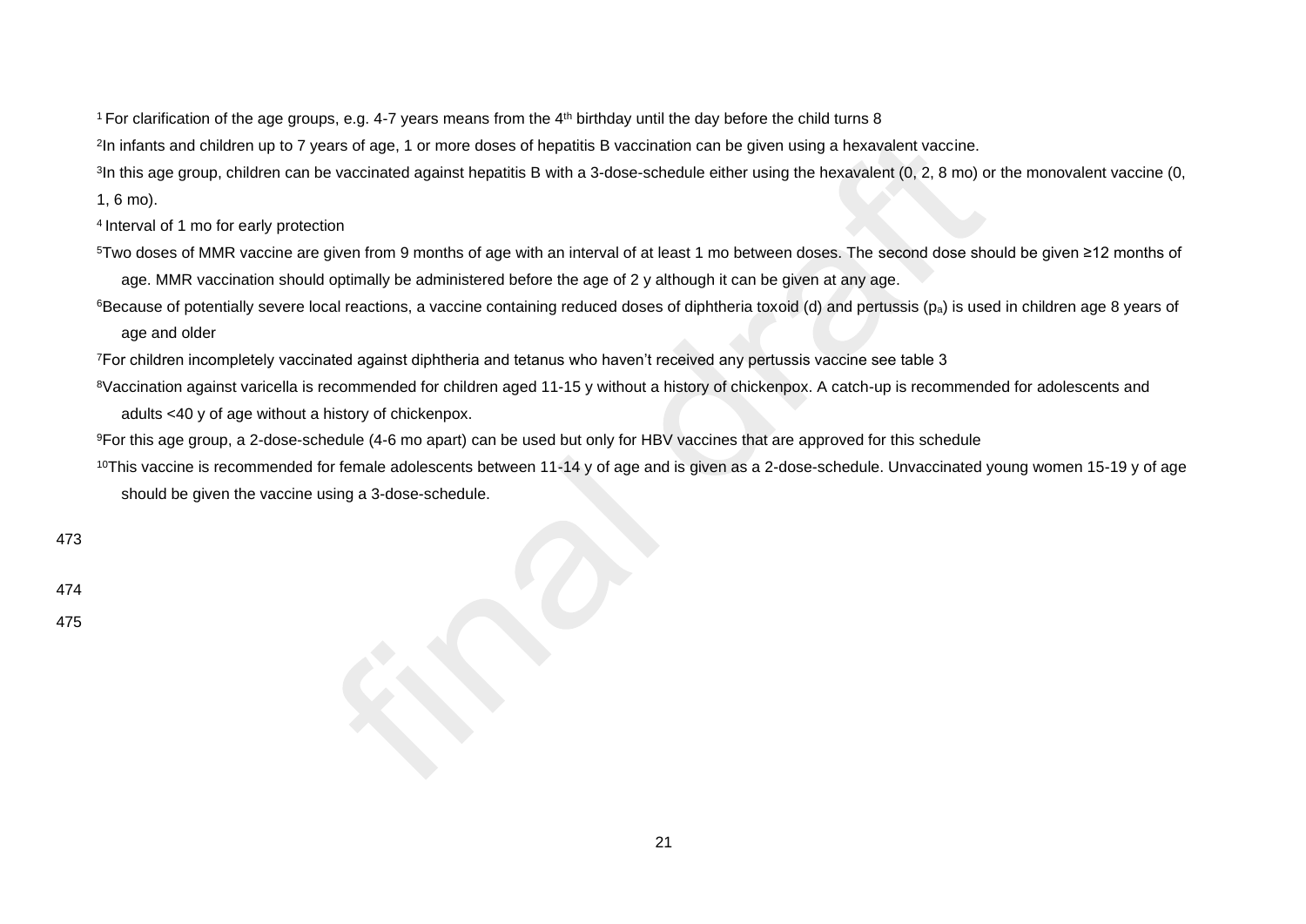[1] For clarification of the age groups, e.g. 4-7 years means from the 4th birthday until the day before the child turns 8

[2] In infants and children up to 7 years of age, 1 or more doses of hepatitis B vaccination can be given using a hexavalent vaccine.

[3] In this age group, children can be vaccinated against hepatitis B with a 3-dose-schedule either using the hexavalent (0, 2, 8 mo) or the monovalent vaccine (0, 1, 6 mo).

[4] Interval of 1 mo for early protection

[5] Two doses of MMR vaccine are given from 9 months of age with an interval of at least 1 mo between doses. The second dose should be given ≥12 months of age. MMR vaccination should optimally be administered before the age of 2 y although it can be given at any age.

[6] Because of potentially severe local reactions, a vaccine containing reduced doses of diphtheria toxoid (d) and pertussis ($p_a$) is used in children age 8 years of age and older

[7] For children incompletely vaccinated against diphtheria and tetanus who haven't received any pertussis vaccine see table 3

[8] Vaccination against varicella is recommended for children aged 11-15 y without a history of chickenpox. A catch-up is recommended for adolescents and adults <40 y of age without a history of chickenpox.

[9] For this age group, a 2-dose-schedule (4-6 mo apart) can be used but only for HBV vaccines that are approved for this schedule

[10] This vaccine is recommended for female adolescents between 11-14 y of age and is given as a 2-dose-schedule. Unvaccinated young women 15-19 y of age should be given the vaccine using a 3-dose-schedule.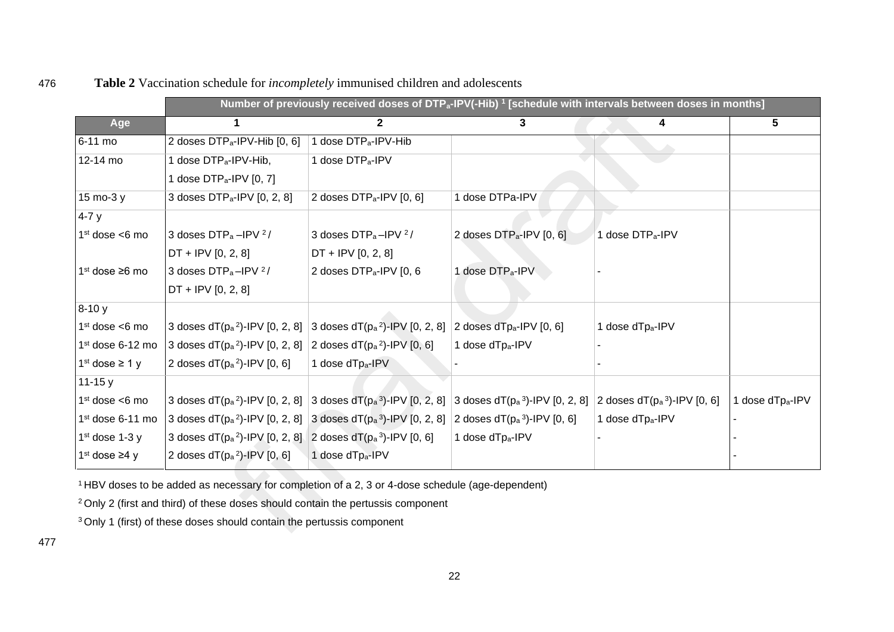**Table 2** Vaccination schedule for *incompletely* immunised children and adolescents

| | Number of previously received doses of $DTP_a$-IPV(-Hib) [1] [schedule with intervals between doses in months] | | | | |
|---|---|---|---|---|---|
| **Age** | **1** | **2** | **3** | **4** | **5** |
| 6-11 mo | 2 doses $DTP_a$-IPV-Hib [0, 6] | 1 dose $DTP_a$-IPV-Hib | | | |
| 12-14 mo | 1 dose $DTP_a$-IPV-Hib, 1 dose $DTP_a$-IPV [0, 7] | 1 dose $DTP_a$-IPV | | | |
| 15 mo-3 y | 3 doses $DTP_a$-IPV [0, 2, 8] | 2 doses $DTP_a$-IPV [0, 6] | 1 dose DTPa-IPV | | |
| 4-7 y | | | | | |
| 1st dose <6 mo | 3 doses $DTP_a$ –IPV [2] / DT + IPV [0, 2, 8] | 3 doses $DTP_a$ –IPV [2] / DT + IPV [0, 2, 8] | 2 doses $DTP_a$-IPV [0, 6] | 1 dose $DTP_a$-IPV | |
| 1st dose ≥6 mo | 3 doses $DTP_a$ –IPV [2] / DT + IPV [0, 2, 8] | 2 doses $DTP_a$-IPV [0, 6 | 1 dose $DTP_a$-IPV | - | |
| 8-10 y | | | | | |
| 1st dose <6 mo | 3 doses $dT(p_a$ [2]$)$-IPV [0, 2, 8] | 3 doses $dT(p_a$ [2]$)$-IPV [0, 2, 8] | 2 doses $dTp_a$-IPV [0, 6] | 1 dose $dTp_a$-IPV | |
| 1st dose 6-12 mo | 3 doses $dT(p_a$ [2]$)$-IPV [0, 2, 8] | 2 doses $dT(p_a$ [2]$)$-IPV [0, 6] | 1 dose $dTp_a$-IPV | - | |
| 1st dose ≥ 1 y | 2 doses $dT(p_a$ [2]$)$-IPV [0, 6] | 1 dose $dTp_a$-IPV | - | - | |
| 11-15 y | | | | | |
| 1st dose <6 mo | 3 doses $dT(p_a$ [2]$)$-IPV [0, 2, 8] | 3 doses $dT(p_a$ [3]$)$-IPV [0, 2, 8] | 3 doses $dT(p_a$ [3]$)$-IPV [0, 2, 8] | 2 doses $dT(p_a$ [3]$)$-IPV [0, 6] | 1 dose $dTp_a$-IPV |
| 1st dose 6-11 mo | 3 doses $dT(p_a$ [2]$)$-IPV [0, 2, 8] | 3 doses $dT(p_a$ [3]$)$-IPV [0, 2, 8] | 2 doses $dT(p_a$ [3]$)$-IPV [0, 6] | 1 dose $dTp_a$-IPV | - |
| 1st dose 1-3 y | 3 doses $dT(p_a$ [2]$)$-IPV [0, 2, 8] | 2 doses $dT(p_a$ [3]$)$-IPV [0, 6] | 1 dose $dTp_a$-IPV | - | - |
| 1st dose ≥4 y | 2 doses $dT(p_a$ [2]$)$-IPV [0, 6] | 1 dose $dTp_a$-IPV | | | - |

[1] HBV doses to be added as necessary for completion of a 2, 3 or 4-dose schedule (age-dependent)

[2] Only 2 (first and third) of these doses should contain the pertussis component

[3] Only 1 (first) of these doses should contain the pertussis component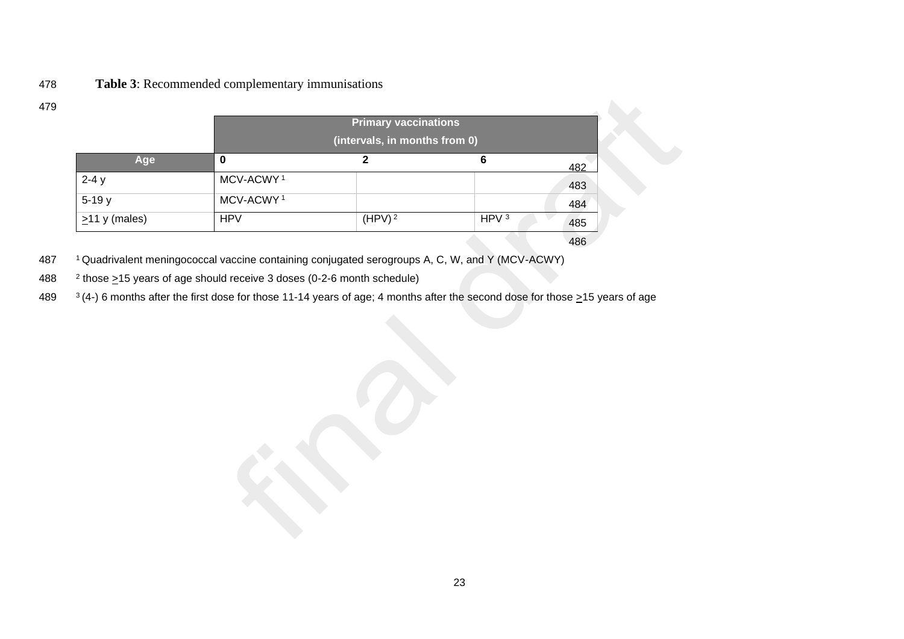**Table 3**: Recommended complementary immunisations

| | Primary vaccinations (intervals, in months from 0) | | |
|---|---|---|---|
| **Age** | **0** | **2** | **6** |
| 2-4 y | MCV-ACWY [1] | | |
| 5-19 y | MCV-ACWY [1] | | |
| ≥11 y (males) | HPV | (HPV) [2] | HPV [3] |

[1] Quadrivalent meningococcal vaccine containing conjugated serogroups A, C, W, and Y (MCV-ACWY)

[2] those ≥15 years of age should receive 3 doses (0-2-6 month schedule)

[3] (4-) 6 months after the first dose for those 11-14 years of age; 4 months after the second dose for those ≥15 years of age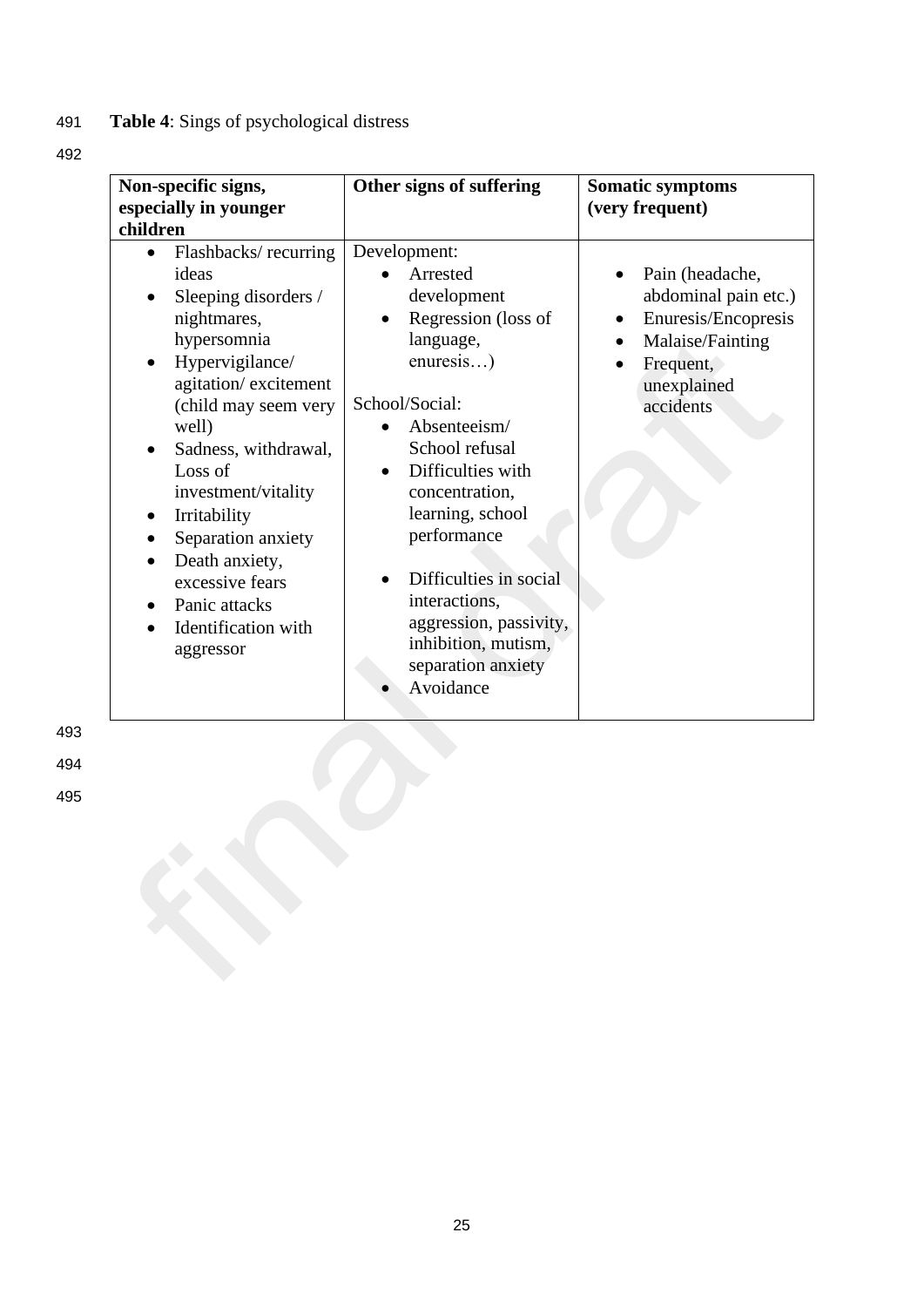**Table 4**: Sings of psychological distress

| Non-specific signs, especially in younger children | Other signs of suffering | Somatic symptoms (very frequent) |
|---|---|---|
| • Flashbacks/ recurring ideas<br>• Sleeping disorders / nightmares, hypersomnia<br>• Hypervigilance/ agitation/ excitement (child may seem very well)<br>• Sadness, withdrawal, Loss of investment/vitality<br>• Irritability<br>• Separation anxiety<br>• Death anxiety, excessive fears<br>• Panic attacks<br>• Identification with aggressor | Development:<br>• Arrested development<br>• Regression (loss of language, enuresis…)<br><br>School/Social:<br>• Absenteeism/ School refusal<br>• Difficulties with concentration, learning, school performance<br><br>• Difficulties in social interactions, aggression, passivity, inhibition, mutism, separation anxiety<br>• Avoidance | • Pain (headache, abdominal pain etc.)<br>• Enuresis/Encopresis<br>• Malaise/Fainting<br>• Frequent, unexplained accidents |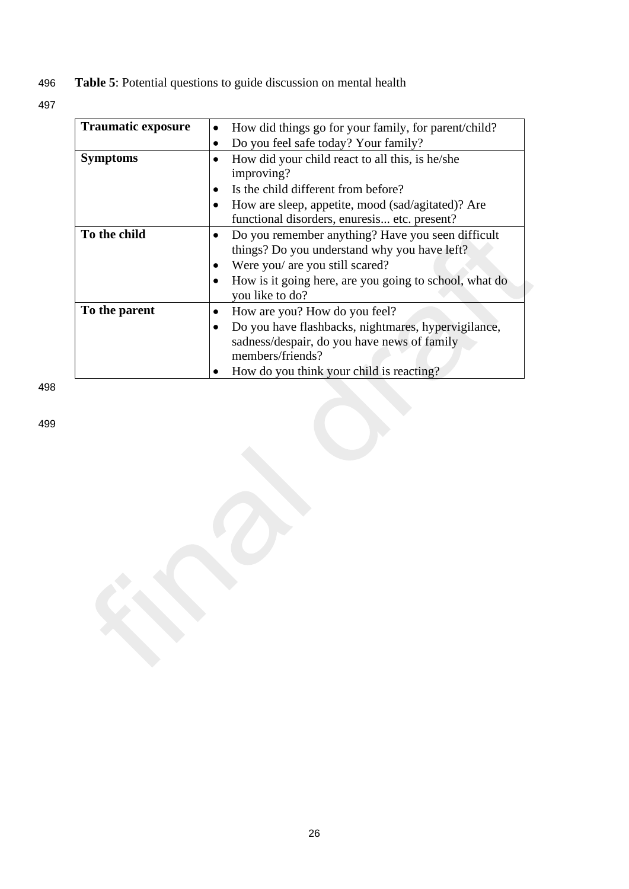**Table 5**: Potential questions to guide discussion on mental health

| | |
|---|---|
| **Traumatic exposure** | • How did things go for your family, for parent/child?<br>• Do you feel safe today? Your family? |
| **Symptoms** | • How did your child react to all this, is he/she improving?<br>• Is the child different from before?<br>• How are sleep, appetite, mood (sad/agitated)? Are functional disorders, enuresis... etc. present? |
| **To the child** | • Do you remember anything? Have you seen difficult things? Do you understand why you have left?<br>• Were you/ are you still scared?<br>• How is it going here, are you going to school, what do you like to do? |
| **To the parent** | • How are you? How do you feel?<br>• Do you have flashbacks, nightmares, hypervigilance, sadness/despair, do you have news of family members/friends?<br>• How do you think your child is reacting? |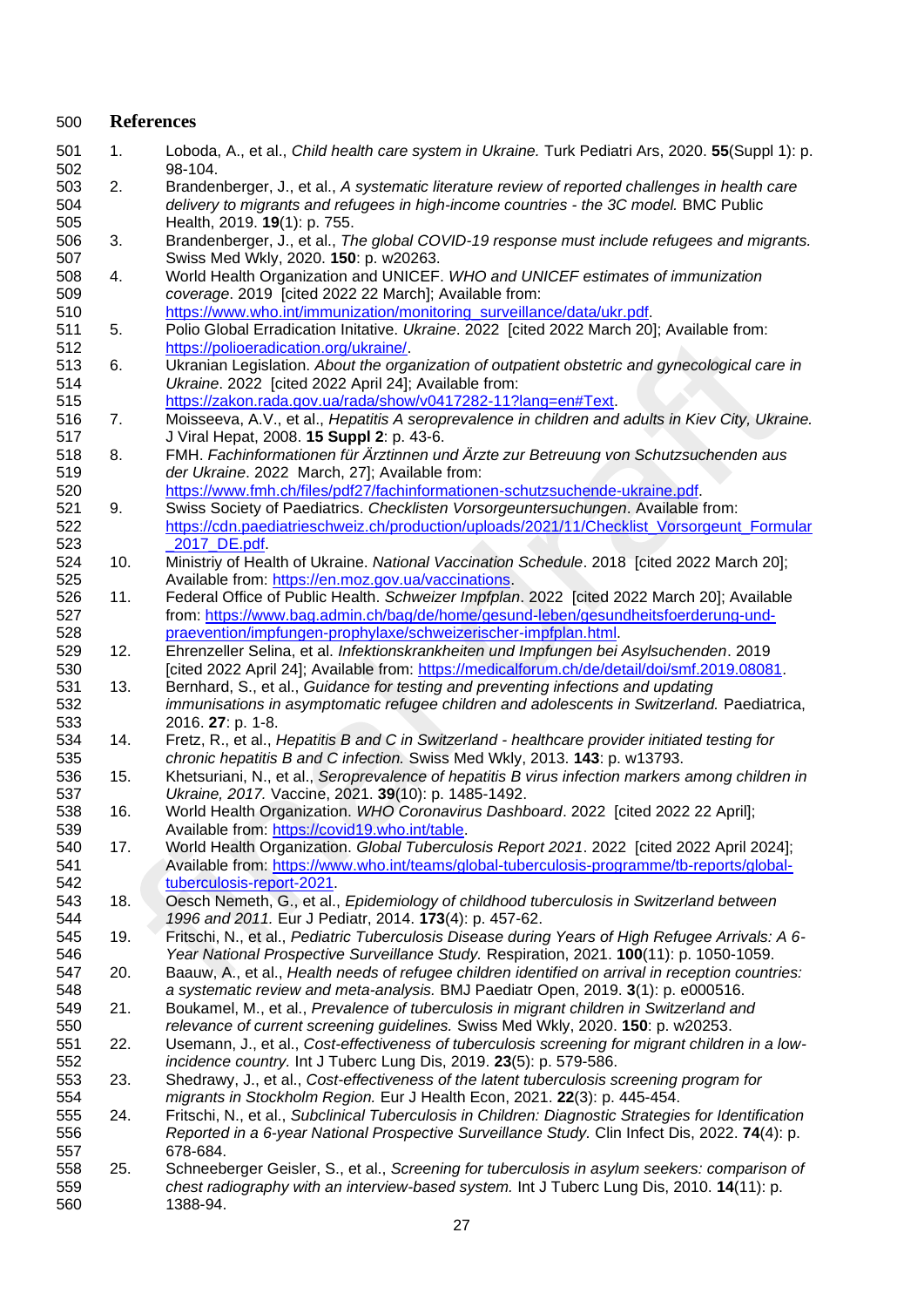# References

1. Loboda, A., et al., *Child health care system in Ukraine.* Turk Pediatri Ars, 2020. **55**(Suppl 1): p. 98-104.
2. Brandenberger, J., et al., *A systematic literature review of reported challenges in health care delivery to migrants and refugees in high-income countries - the 3C model.* BMC Public Health, 2019. **19**(1): p. 755.
3. Brandenberger, J., et al., *The global COVID-19 response must include refugees and migrants.* Swiss Med Wkly, 2020. **150**: p. w20263.
4. World Health Organization and UNICEF. *WHO and UNICEF estimates of immunization coverage*. 2019 [cited 2022 22 March]; Available from: https://www.who.int/immunization/monitoring_surveillance/data/ukr.pdf.
5. Polio Global Erradication Initative. *Ukraine*. 2022 [cited 2022 March 20]; Available from: https://polioeradication.org/ukraine/.
6. Ukranian Legislation. *About the organization of outpatient obstetric and gynecological care in Ukraine*. 2022 [cited 2022 April 24]; Available from: https://zakon.rada.gov.ua/rada/show/v0417282-11?lang=en#Text.
7. Moisseeva, A.V., et al., *Hepatitis A seroprevalence in children and adults in Kiev City, Ukraine.* J Viral Hepat, 2008. **15 Suppl 2**: p. 43-6.
8. FMH. *Fachinformationen für Ärztinnen und Ärzte zur Betreuung von Schutzsuchenden aus der Ukraine*. 2022 March, 27]; Available from: https://www.fmh.ch/files/pdf27/fachinformationen-schutzsuchende-ukraine.pdf.
9. Swiss Society of Paediatrics. *Checklisten Vorsorgeuntersuchungen*. Available from: https://cdn.paediatrieschweiz.ch/production/uploads/2021/11/Checklist_Vorsorgeunt_Formular_2017_DE.pdf.
10. Ministriy of Health of Ukraine. *National Vaccination Schedule*. 2018 [cited 2022 March 20]; Available from: https://en.moz.gov.ua/vaccinations.
11. Federal Office of Public Health. *Schweizer Impfplan*. 2022 [cited 2022 March 20]; Available from: https://www.bag.admin.ch/bag/de/home/gesund-leben/gesundheitsfoerderung-und-praevention/impfungen-prophylaxe/schweizerischer-impfplan.html.
12. Ehrenzeller Selina, et al. *Infektionskrankheiten und Impfungen bei Asylsuchenden*. 2019 [cited 2022 April 24]; Available from: https://medicalforum.ch/de/detail/doi/smf.2019.08081.
13. Bernhard, S., et al., *Guidance for testing and preventing infections and updating immunisations in asymptomatic refugee children and adolescents in Switzerland.* Paediatrica, 2016. **27**: p. 1-8.
14. Fretz, R., et al., *Hepatitis B and C in Switzerland - healthcare provider initiated testing for chronic hepatitis B and C infection.* Swiss Med Wkly, 2013. **143**: p. w13793.
15. Khetsuriani, N., et al., *Seroprevalence of hepatitis B virus infection markers among children in Ukraine, 2017.* Vaccine, 2021. **39**(10): p. 1485-1492.
16. World Health Organization. *WHO Coronavirus Dashboard*. 2022 [cited 2022 22 April]; Available from: https://covid19.who.int/table.
17. World Health Organization. *Global Tuberculosis Report 2021*. 2022 [cited 2022 April 2024]; Available from: https://www.who.int/teams/global-tuberculosis-programme/tb-reports/global-tuberculosis-report-2021.
18. Oesch Nemeth, G., et al., *Epidemiology of childhood tuberculosis in Switzerland between 1996 and 2011.* Eur J Pediatr, 2014. **173**(4): p. 457-62.
19. Fritschi, N., et al., *Pediatric Tuberculosis Disease during Years of High Refugee Arrivals: A 6-Year National Prospective Surveillance Study.* Respiration, 2021. **100**(11): p. 1050-1059.
20. Baauw, A., et al., *Health needs of refugee children identified on arrival in reception countries: a systematic review and meta-analysis.* BMJ Paediatr Open, 2019. **3**(1): p. e000516.
21. Boukamel, M., et al., *Prevalence of tuberculosis in migrant children in Switzerland and relevance of current screening guidelines.* Swiss Med Wkly, 2020. **150**: p. w20253.
22. Usemann, J., et al., *Cost-effectiveness of tuberculosis screening for migrant children in a low-incidence country.* Int J Tuberc Lung Dis, 2019. **23**(5): p. 579-586.
23. Shedrawy, J., et al., *Cost-effectiveness of the latent tuberculosis screening program for migrants in Stockholm Region.* Eur J Health Econ, 2021. **22**(3): p. 445-454.
24. Fritschi, N., et al., *Subclinical Tuberculosis in Children: Diagnostic Strategies for Identification Reported in a 6-year National Prospective Surveillance Study.* Clin Infect Dis, 2022. **74**(4): p. 678-684.
25. Schneeberger Geisler, S., et al., *Screening for tuberculosis in asylum seekers: comparison of chest radiography with an interview-based system.* Int J Tuberc Lung Dis, 2010. **14**(11): p. 1388-94.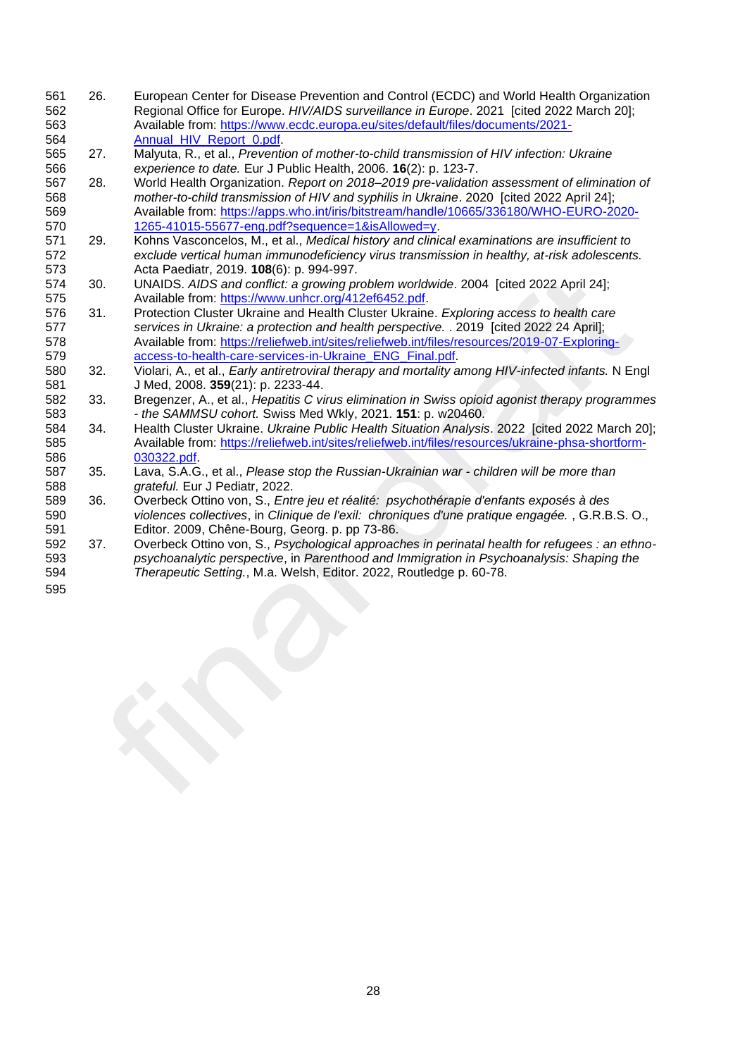26. European Center for Disease Prevention and Control (ECDC) and World Health Organization Regional Office for Europe. *HIV/AIDS surveillance in Europe*. 2021 [cited 2022 March 20]; Available from: https://www.ecdc.europa.eu/sites/default/files/documents/2021-Annual_HIV_Report_0.pdf.
27. Malyuta, R., et al., *Prevention of mother-to-child transmission of HIV infection: Ukraine experience to date.* Eur J Public Health, 2006. **16**(2): p. 123-7.
28. World Health Organization. *Report on 2018–2019 pre-validation assessment of elimination of mother-to-child transmission of HIV and syphilis in Ukraine*. 2020 [cited 2022 April 24]; Available from: https://apps.who.int/iris/bitstream/handle/10665/336180/WHO-EURO-2020-1265-41015-55677-eng.pdf?sequence=1&isAllowed=y.
29. Kohns Vasconcelos, M., et al., *Medical history and clinical examinations are insufficient to exclude vertical human immunodeficiency virus transmission in healthy, at-risk adolescents.* Acta Paediatr, 2019. **108**(6): p. 994-997.
30. UNAIDS. *AIDS and conflict: a growing problem worldwide*. 2004 [cited 2022 April 24]; Available from: https://www.unhcr.org/412ef6452.pdf.
31. Protection Cluster Ukraine and Health Cluster Ukraine. *Exploring access to health care services in Ukraine: a protection and health perspective.* . 2019 [cited 2022 24 April]; Available from: https://reliefweb.int/sites/reliefweb.int/files/resources/2019-07-Exploring-access-to-health-care-services-in-Ukraine_ENG_Final.pdf.
32. Violari, A., et al., *Early antiretroviral therapy and mortality among HIV-infected infants.* N Engl J Med, 2008. **359**(21): p. 2233-44.
33. Bregenzer, A., et al., *Hepatitis C virus elimination in Swiss opioid agonist therapy programmes - the SAMMSU cohort.* Swiss Med Wkly, 2021. **151**: p. w20460.
34. Health Cluster Ukraine. *Ukraine Public Health Situation Analysis*. 2022 [cited 2022 March 20]; Available from: https://reliefweb.int/sites/reliefweb.int/files/resources/ukraine-phsa-shortform-030322.pdf.
35. Lava, S.A.G., et al., *Please stop the Russian-Ukrainian war - children will be more than grateful.* Eur J Pediatr, 2022.
36. Overbeck Ottino von, S., *Entre jeu et réalité: psychothérapie d'enfants exposés à des violences collectives*, in *Clinique de l'exil: chroniques d'une pratique engagée.* , G.R.B.S. O., Editor. 2009, Chêne-Bourg, Georg. p. pp 73-86.
37. Overbeck Ottino von, S., *Psychological approaches in perinatal health for refugees : an ethno-psychoanalytic perspective*, in *Parenthood and Immigration in Psychoanalysis: Shaping the Therapeutic Setting.*, M.a. Welsh, Editor. 2022, Routledge p. 60-78.